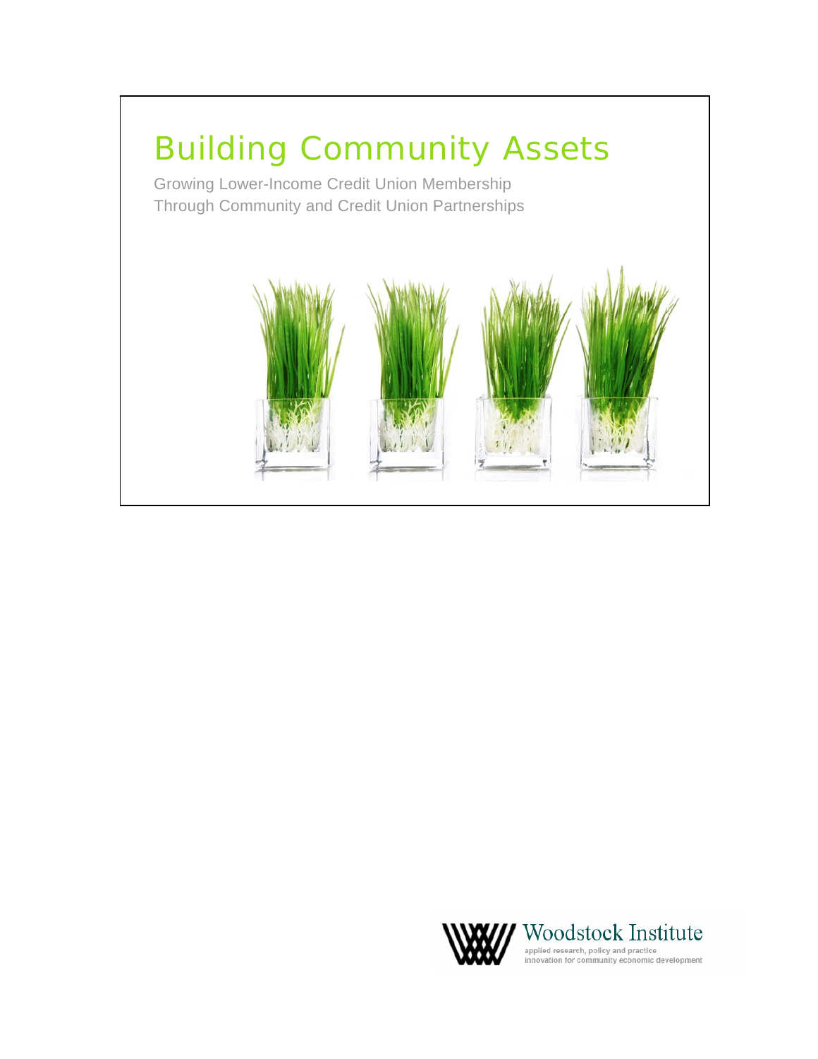# Building Community Assets

Growing Lower-Income Credit Union Membership
Through Community and Credit Union Partnerships

Woodstock Institute

applied research, policy and practice
innovation for community economic development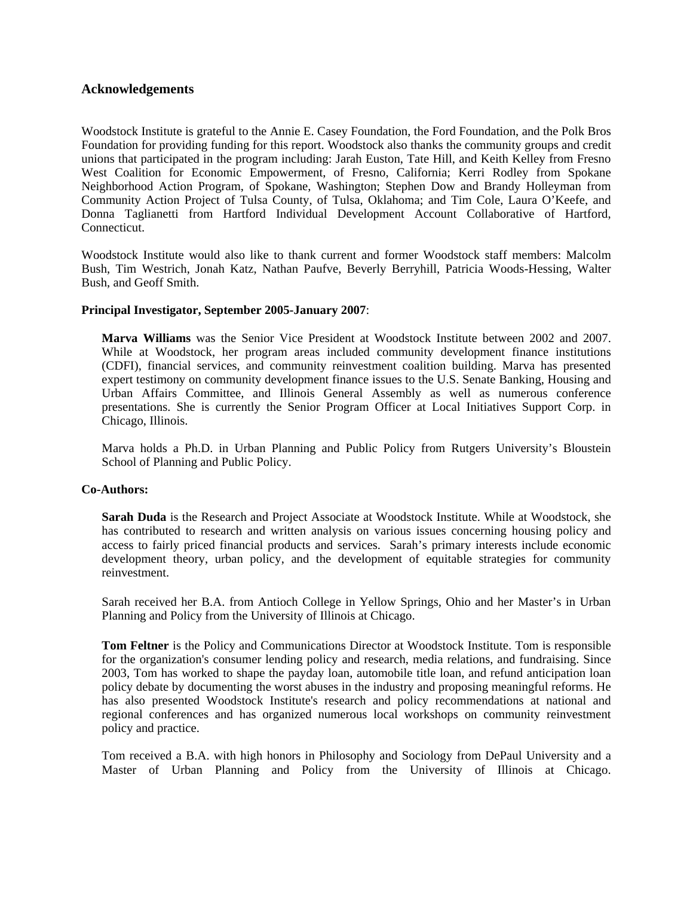## Acknowledgements

Woodstock Institute is grateful to the Annie E. Casey Foundation, the Ford Foundation, and the Polk Bros Foundation for providing funding for this report. Woodstock also thanks the community groups and credit unions that participated in the program including: Jarah Euston, Tate Hill, and Keith Kelley from Fresno West Coalition for Economic Empowerment, of Fresno, California; Kerri Rodley from Spokane Neighborhood Action Program, of Spokane, Washington; Stephen Dow and Brandy Holleyman from Community Action Project of Tulsa County, of Tulsa, Oklahoma; and Tim Cole, Laura O'Keefe, and Donna Taglianetti from Hartford Individual Development Account Collaborative of Hartford, Connecticut.

Woodstock Institute would also like to thank current and former Woodstock staff members: Malcolm Bush, Tim Westrich, Jonah Katz, Nathan Paufve, Beverly Berryhill, Patricia Woods-Hessing, Walter Bush, and Geoff Smith.

**Principal Investigator, September 2005-January 2007**:

**Marva Williams** was the Senior Vice President at Woodstock Institute between 2002 and 2007. While at Woodstock, her program areas included community development finance institutions (CDFI), financial services, and community reinvestment coalition building. Marva has presented expert testimony on community development finance issues to the U.S. Senate Banking, Housing and Urban Affairs Committee, and Illinois General Assembly as well as numerous conference presentations. She is currently the Senior Program Officer at Local Initiatives Support Corp. in Chicago, Illinois.

Marva holds a Ph.D. in Urban Planning and Public Policy from Rutgers University's Bloustein School of Planning and Public Policy.

**Co-Authors:**

**Sarah Duda** is the Research and Project Associate at Woodstock Institute. While at Woodstock, she has contributed to research and written analysis on various issues concerning housing policy and access to fairly priced financial products and services. Sarah's primary interests include economic development theory, urban policy, and the development of equitable strategies for community reinvestment.

Sarah received her B.A. from Antioch College in Yellow Springs, Ohio and her Master's in Urban Planning and Policy from the University of Illinois at Chicago.

**Tom Feltner** is the Policy and Communications Director at Woodstock Institute. Tom is responsible for the organization's consumer lending policy and research, media relations, and fundraising. Since 2003, Tom has worked to shape the payday loan, automobile title loan, and refund anticipation loan policy debate by documenting the worst abuses in the industry and proposing meaningful reforms. He has also presented Woodstock Institute's research and policy recommendations at national and regional conferences and has organized numerous local workshops on community reinvestment policy and practice.

Tom received a B.A. with high honors in Philosophy and Sociology from DePaul University and a Master of Urban Planning and Policy from the University of Illinois at Chicago.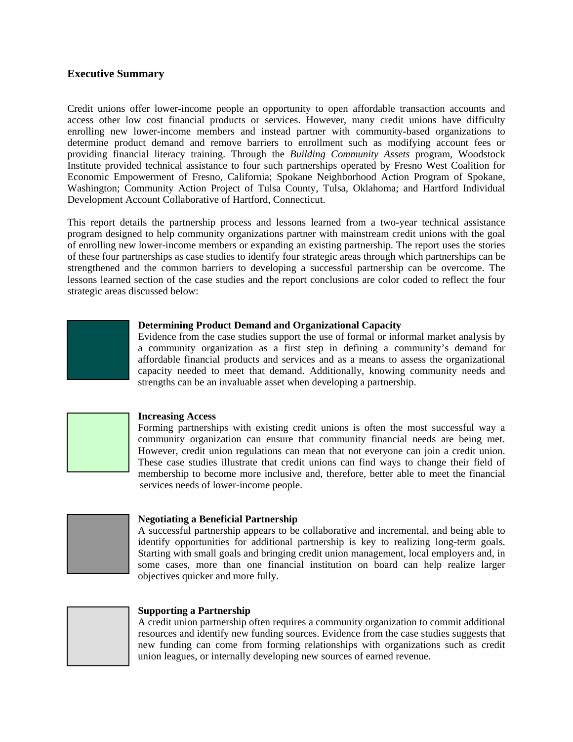## Executive Summary

Credit unions offer lower-income people an opportunity to open affordable transaction accounts and access other low cost financial products or services. However, many credit unions have difficulty enrolling new lower-income members and instead partner with community-based organizations to determine product demand and remove barriers to enrollment such as modifying account fees or providing financial literacy training. Through the *Building Community Assets* program, Woodstock Institute provided technical assistance to four such partnerships operated by Fresno West Coalition for Economic Empowerment of Fresno, California; Spokane Neighborhood Action Program of Spokane, Washington; Community Action Project of Tulsa County, Tulsa, Oklahoma; and Hartford Individual Development Account Collaborative of Hartford, Connecticut.

This report details the partnership process and lessons learned from a two-year technical assistance program designed to help community organizations partner with mainstream credit unions with the goal of enrolling new lower-income members or expanding an existing partnership. The report uses the stories of these four partnerships as case studies to identify four strategic areas through which partnerships can be strengthened and the common barriers to developing a successful partnership can be overcome. The lessons learned section of the case studies and the report conclusions are color coded to reflect the four strategic areas discussed below:

**Determining Product Demand and Organizational Capacity**
Evidence from the case studies support the use of formal or informal market analysis by a community organization as a first step in defining a community's demand for affordable financial products and services and as a means to assess the organizational capacity needed to meet that demand. Additionally, knowing community needs and strengths can be an invaluable asset when developing a partnership.

**Increasing Access**
Forming partnerships with existing credit unions is often the most successful way a community organization can ensure that community financial needs are being met. However, credit union regulations can mean that not everyone can join a credit union. These case studies illustrate that credit unions can find ways to change their field of membership to become more inclusive and, therefore, better able to meet the financial services needs of lower-income people.

**Negotiating a Beneficial Partnership**
A successful partnership appears to be collaborative and incremental, and being able to identify opportunities for additional partnership is key to realizing long-term goals. Starting with small goals and bringing credit union management, local employers and, in some cases, more than one financial institution on board can help realize larger objectives quicker and more fully.

**Supporting a Partnership**
A credit union partnership often requires a community organization to commit additional resources and identify new funding sources. Evidence from the case studies suggests that new funding can come from forming relationships with organizations such as credit union leagues, or internally developing new sources of earned revenue.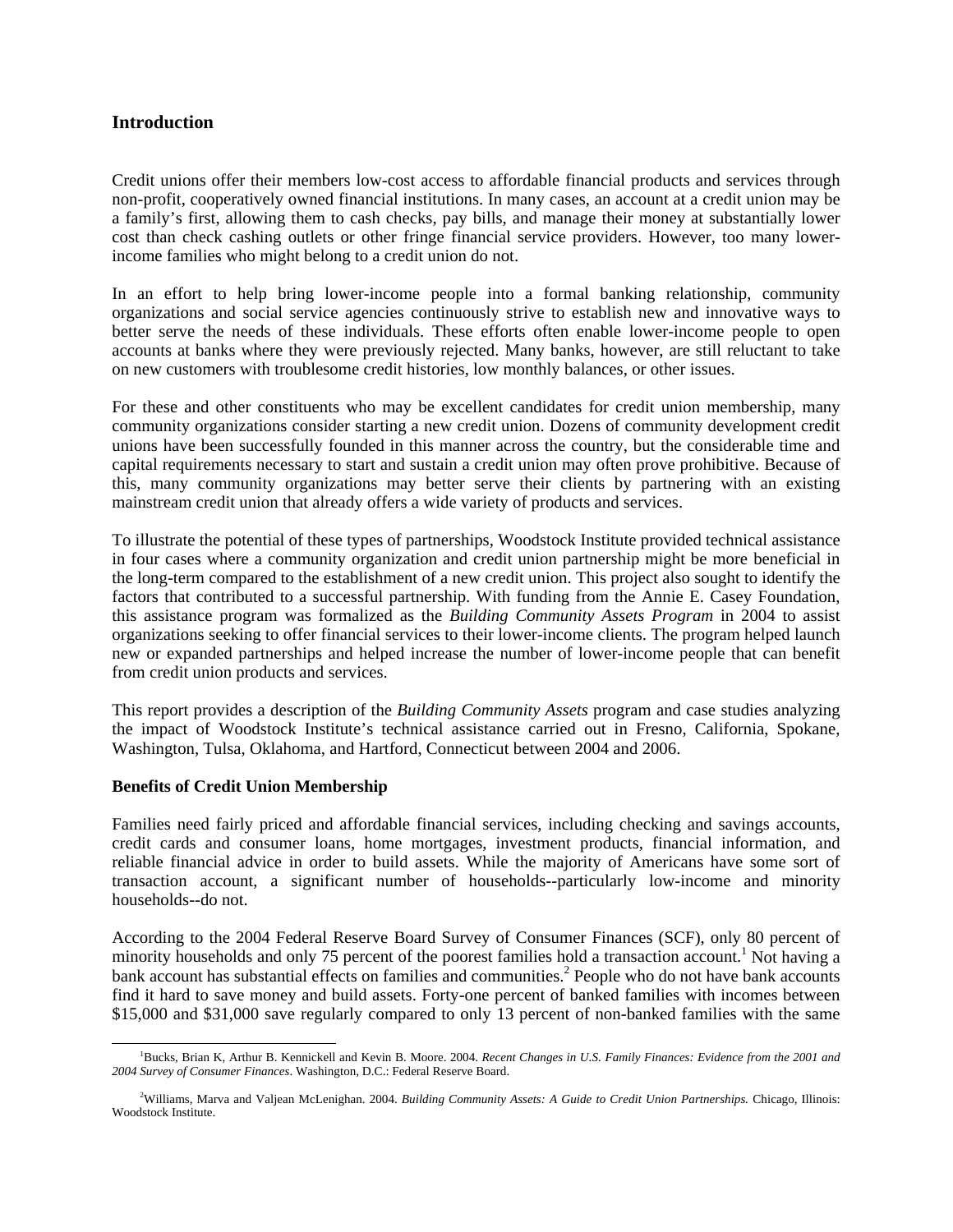## Introduction

Credit unions offer their members low-cost access to affordable financial products and services through non-profit, cooperatively owned financial institutions. In many cases, an account at a credit union may be a family's first, allowing them to cash checks, pay bills, and manage their money at substantially lower cost than check cashing outlets or other fringe financial service providers. However, too many lower-income families who might belong to a credit union do not.

In an effort to help bring lower-income people into a formal banking relationship, community organizations and social service agencies continuously strive to establish new and innovative ways to better serve the needs of these individuals. These efforts often enable lower-income people to open accounts at banks where they were previously rejected. Many banks, however, are still reluctant to take on new customers with troublesome credit histories, low monthly balances, or other issues.

For these and other constituents who may be excellent candidates for credit union membership, many community organizations consider starting a new credit union. Dozens of community development credit unions have been successfully founded in this manner across the country, but the considerable time and capital requirements necessary to start and sustain a credit union may often prove prohibitive. Because of this, many community organizations may better serve their clients by partnering with an existing mainstream credit union that already offers a wide variety of products and services.

To illustrate the potential of these types of partnerships, Woodstock Institute provided technical assistance in four cases where a community organization and credit union partnership might be more beneficial in the long-term compared to the establishment of a new credit union. This project also sought to identify the factors that contributed to a successful partnership. With funding from the Annie E. Casey Foundation, this assistance program was formalized as the *Building Community Assets Program* in 2004 to assist organizations seeking to offer financial services to their lower-income clients. The program helped launch new or expanded partnerships and helped increase the number of lower-income people that can benefit from credit union products and services.

This report provides a description of the *Building Community Assets* program and case studies analyzing the impact of Woodstock Institute's technical assistance carried out in Fresno, California, Spokane, Washington, Tulsa, Oklahoma, and Hartford, Connecticut between 2004 and 2006.

### Benefits of Credit Union Membership

Families need fairly priced and affordable financial services, including checking and savings accounts, credit cards and consumer loans, home mortgages, investment products, financial information, and reliable financial advice in order to build assets. While the majority of Americans have some sort of transaction account, a significant number of households--particularly low-income and minority households--do not.

According to the 2004 Federal Reserve Board Survey of Consumer Finances (SCF), only 80 percent of minority households and only 75 percent of the poorest families hold a transaction account.[1] Not having a bank account has substantial effects on families and communities.[2] People who do not have bank accounts find it hard to save money and build assets. Forty-one percent of banked families with incomes between \$15,000 and \$31,000 save regularly compared to only 13 percent of non-banked families with the same

---

[1] Bucks, Brian K, Arthur B. Kennickell and Kevin B. Moore. 2004. *Recent Changes in U.S. Family Finances: Evidence from the 2001 and 2004 Survey of Consumer Finances*. Washington, D.C.: Federal Reserve Board.

[2] Williams, Marva and Valjean McLenighan. 2004. *Building Community Assets: A Guide to Credit Union Partnerships.* Chicago, Illinois: Woodstock Institute.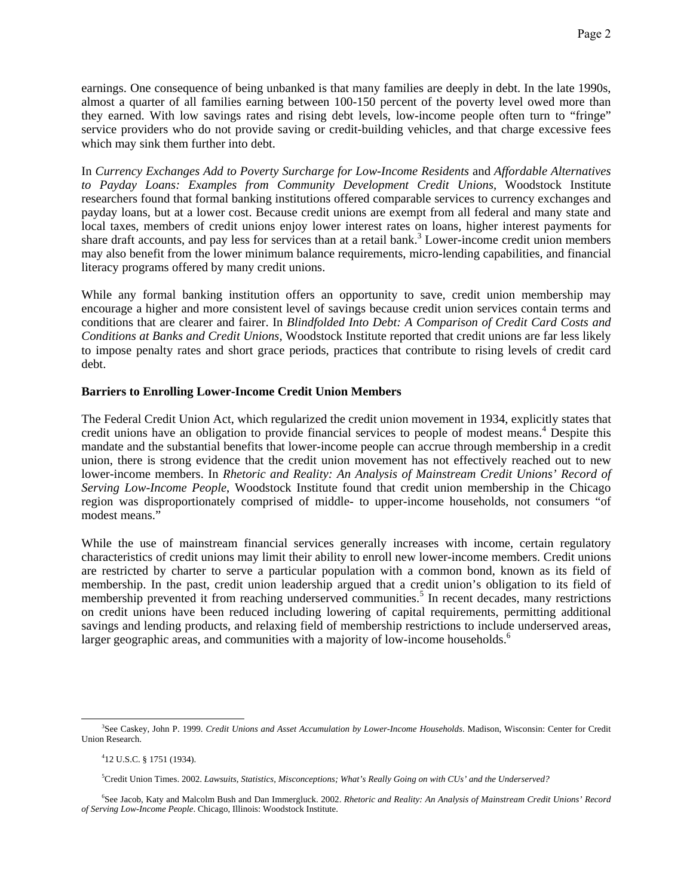earnings. One consequence of being unbanked is that many families are deeply in debt. In the late 1990s, almost a quarter of all families earning between 100-150 percent of the poverty level owed more than they earned. With low savings rates and rising debt levels, low-income people often turn to "fringe" service providers who do not provide saving or credit-building vehicles, and that charge excessive fees which may sink them further into debt.

In *Currency Exchanges Add to Poverty Surcharge for Low-Income Residents* and *Affordable Alternatives to Payday Loans: Examples from Community Development Credit Unions*, Woodstock Institute researchers found that formal banking institutions offered comparable services to currency exchanges and payday loans, but at a lower cost. Because credit unions are exempt from all federal and many state and local taxes, members of credit unions enjoy lower interest rates on loans, higher interest payments for share draft accounts, and pay less for services than at a retail bank.[3] Lower-income credit union members may also benefit from the lower minimum balance requirements, micro-lending capabilities, and financial literacy programs offered by many credit unions.

While any formal banking institution offers an opportunity to save, credit union membership may encourage a higher and more consistent level of savings because credit union services contain terms and conditions that are clearer and fairer. In *Blindfolded Into Debt: A Comparison of Credit Card Costs and Conditions at Banks and Credit Unions,* Woodstock Institute reported that credit unions are far less likely to impose penalty rates and short grace periods, practices that contribute to rising levels of credit card debt.

**Barriers to Enrolling Lower-Income Credit Union Members**

The Federal Credit Union Act, which regularized the credit union movement in 1934, explicitly states that credit unions have an obligation to provide financial services to people of modest means.[4] Despite this mandate and the substantial benefits that lower-income people can accrue through membership in a credit union, there is strong evidence that the credit union movement has not effectively reached out to new lower-income members. In *Rhetoric and Reality: An Analysis of Mainstream Credit Unions' Record of Serving Low-Income People*, Woodstock Institute found that credit union membership in the Chicago region was disproportionately comprised of middle- to upper-income households, not consumers "of modest means."

While the use of mainstream financial services generally increases with income, certain regulatory characteristics of credit unions may limit their ability to enroll new lower-income members. Credit unions are restricted by charter to serve a particular population with a common bond, known as its field of membership. In the past, credit union leadership argued that a credit union's obligation to its field of membership prevented it from reaching underserved communities.[5] In recent decades, many restrictions on credit unions have been reduced including lowering of capital requirements, permitting additional savings and lending products, and relaxing field of membership restrictions to include underserved areas, larger geographic areas, and communities with a majority of low-income households.[6]

---

[3] See Caskey, John P. 1999. *Credit Unions and Asset Accumulation by Lower-Income Households*. Madison, Wisconsin: Center for Credit Union Research.

[4] 12 U.S.C. § 1751 (1934).

[5] Credit Union Times. 2002. *Lawsuits, Statistics, Misconceptions; What's Really Going on with CUs' and the Underserved?*

[6] See Jacob, Katy and Malcolm Bush and Dan Immergluck. 2002. *Rhetoric and Reality: An Analysis of Mainstream Credit Unions' Record of Serving Low-Income People*. Chicago, Illinois: Woodstock Institute.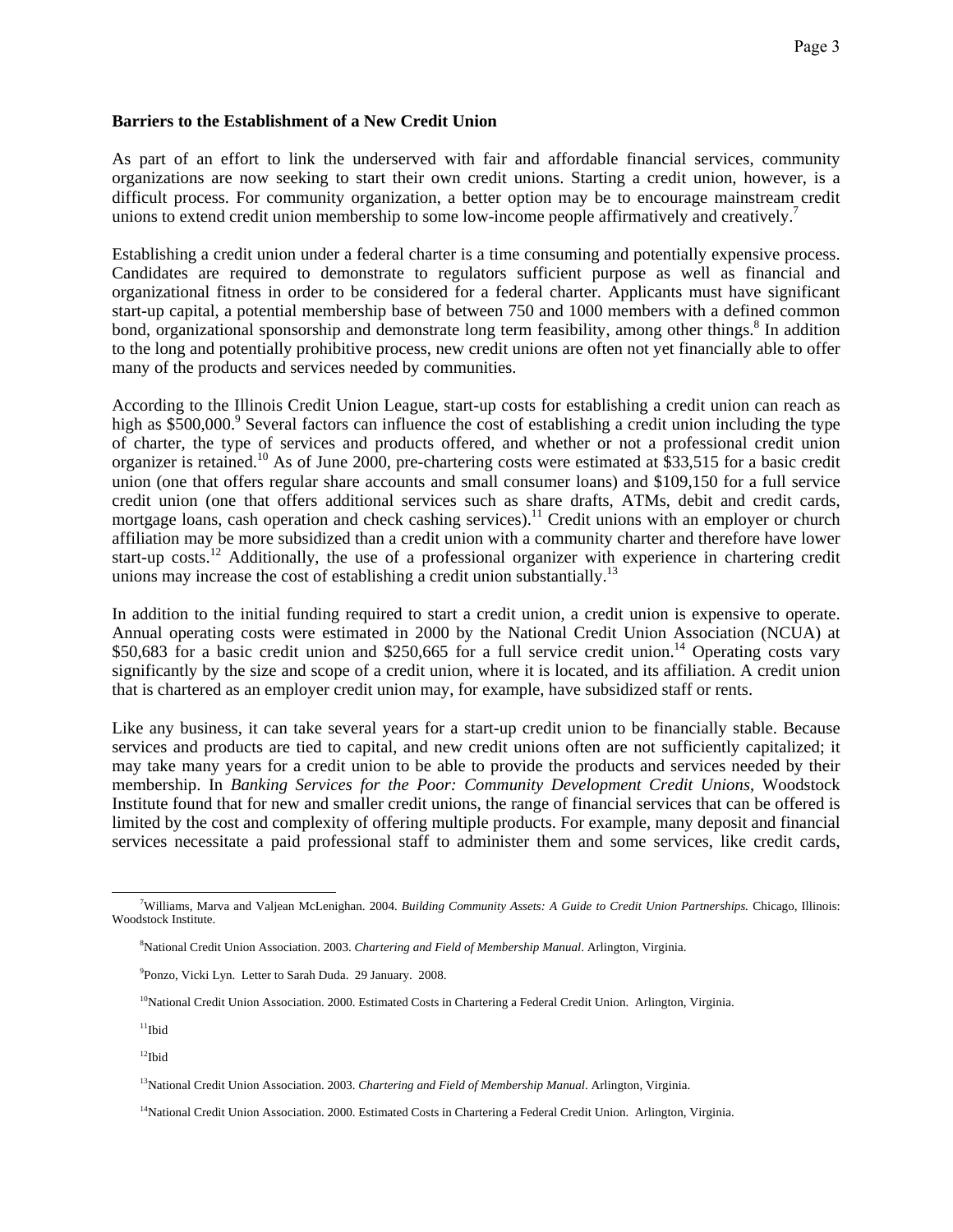**Barriers to the Establishment of a New Credit Union**

As part of an effort to link the underserved with fair and affordable financial services, community organizations are now seeking to start their own credit unions. Starting a credit union, however, is a difficult process. For community organization, a better option may be to encourage mainstream credit unions to extend credit union membership to some low-income people affirmatively and creatively.[7]

Establishing a credit union under a federal charter is a time consuming and potentially expensive process. Candidates are required to demonstrate to regulators sufficient purpose as well as financial and organizational fitness in order to be considered for a federal charter. Applicants must have significant start-up capital, a potential membership base of between 750 and 1000 members with a defined common bond, organizational sponsorship and demonstrate long term feasibility, among other things.[8] In addition to the long and potentially prohibitive process, new credit unions are often not yet financially able to offer many of the products and services needed by communities.

According to the Illinois Credit Union League, start-up costs for establishing a credit union can reach as high as $500,000.[9] Several factors can influence the cost of establishing a credit union including the type of charter, the type of services and products offered, and whether or not a professional credit union organizer is retained.[10] As of June 2000, pre-chartering costs were estimated at $33,515 for a basic credit union (one that offers regular share accounts and small consumer loans) and $109,150 for a full service credit union (one that offers additional services such as share drafts, ATMs, debit and credit cards, mortgage loans, cash operation and check cashing services).[11] Credit unions with an employer or church affiliation may be more subsidized than a credit union with a community charter and therefore have lower start-up costs.[12] Additionally, the use of a professional organizer with experience in chartering credit unions may increase the cost of establishing a credit union substantially.[13]

In addition to the initial funding required to start a credit union, a credit union is expensive to operate. Annual operating costs were estimated in 2000 by the National Credit Union Association (NCUA) at $50,683 for a basic credit union and $250,665 for a full service credit union.[14] Operating costs vary significantly by the size and scope of a credit union, where it is located, and its affiliation. A credit union that is chartered as an employer credit union may, for example, have subsidized staff or rents.

Like any business, it can take several years for a start-up credit union to be financially stable. Because services and products are tied to capital, and new credit unions often are not sufficiently capitalized; it may take many years for a credit union to be able to provide the products and services needed by their membership. In *Banking Services for the Poor: Community Development Credit Unions*, Woodstock Institute found that for new and smaller credit unions, the range of financial services that can be offered is limited by the cost and complexity of offering multiple products. For example, many deposit and financial services necessitate a paid professional staff to administer them and some services, like credit cards,

---

[7] Williams, Marva and Valjean McLenighan. 2004. *Building Community Assets: A Guide to Credit Union Partnerships.* Chicago, Illinois: Woodstock Institute.

[8] National Credit Union Association. 2003. *Chartering and Field of Membership Manual*. Arlington, Virginia.

[9] Ponzo, Vicki Lyn. Letter to Sarah Duda. 29 January. 2008.

[10] National Credit Union Association. 2000. Estimated Costs in Chartering a Federal Credit Union. Arlington, Virginia.

[11] Ibid

[12] Ibid

[13] National Credit Union Association. 2003. *Chartering and Field of Membership Manual*. Arlington, Virginia.

[14] National Credit Union Association. 2000. Estimated Costs in Chartering a Federal Credit Union. Arlington, Virginia.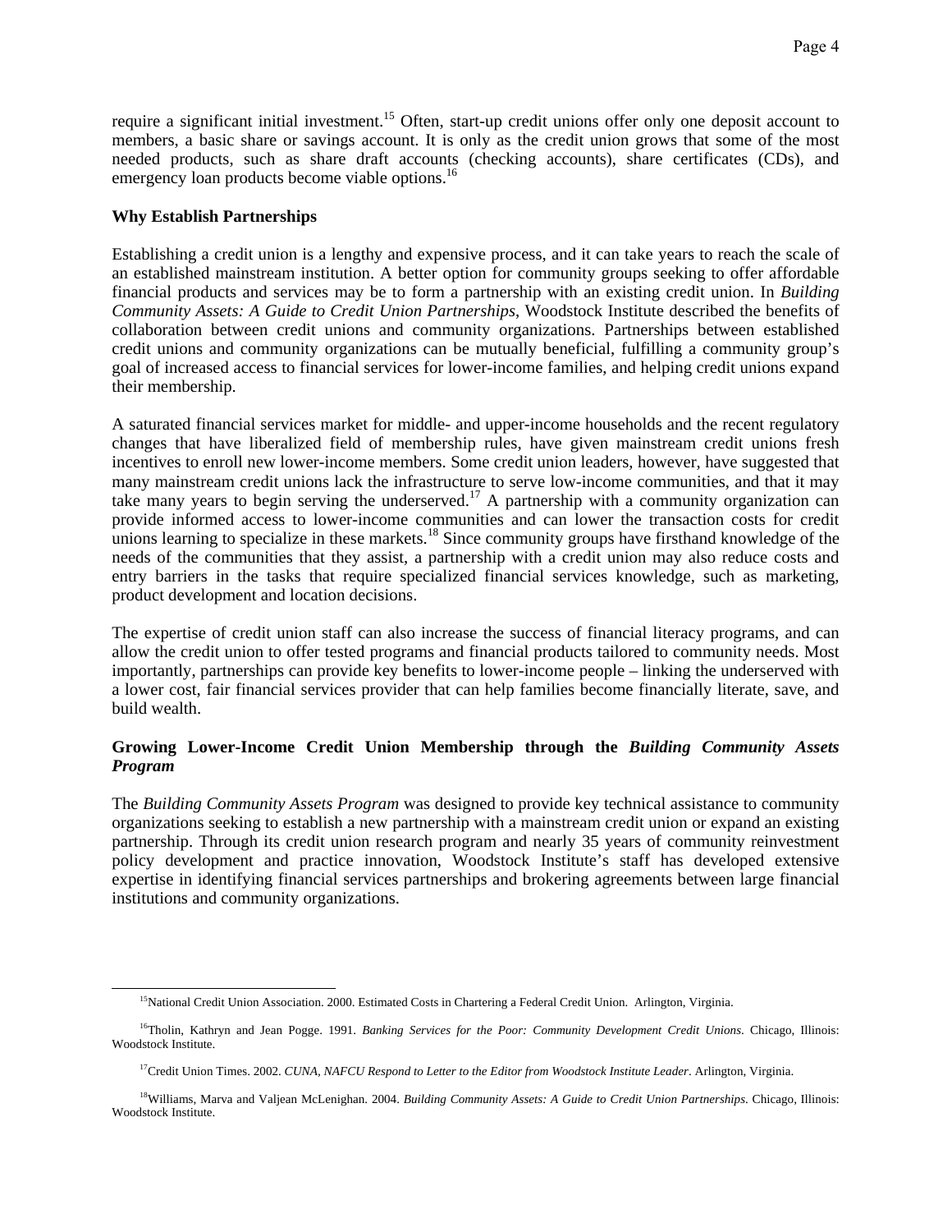require a significant initial investment.[15] Often, start-up credit unions offer only one deposit account to members, a basic share or savings account. It is only as the credit union grows that some of the most needed products, such as share draft accounts (checking accounts), share certificates (CDs), and emergency loan products become viable options.[16]

**Why Establish Partnerships**

Establishing a credit union is a lengthy and expensive process, and it can take years to reach the scale of an established mainstream institution. A better option for community groups seeking to offer affordable financial products and services may be to form a partnership with an existing credit union. In *Building Community Assets: A Guide to Credit Union Partnerships*, Woodstock Institute described the benefits of collaboration between credit unions and community organizations. Partnerships between established credit unions and community organizations can be mutually beneficial, fulfilling a community group's goal of increased access to financial services for lower-income families, and helping credit unions expand their membership.

A saturated financial services market for middle- and upper-income households and the recent regulatory changes that have liberalized field of membership rules, have given mainstream credit unions fresh incentives to enroll new lower-income members. Some credit union leaders, however, have suggested that many mainstream credit unions lack the infrastructure to serve low-income communities, and that it may take many years to begin serving the underserved.[17] A partnership with a community organization can provide informed access to lower-income communities and can lower the transaction costs for credit unions learning to specialize in these markets.[18] Since community groups have firsthand knowledge of the needs of the communities that they assist, a partnership with a credit union may also reduce costs and entry barriers in the tasks that require specialized financial services knowledge, such as marketing, product development and location decisions.

The expertise of credit union staff can also increase the success of financial literacy programs, and can allow the credit union to offer tested programs and financial products tailored to community needs. Most importantly, partnerships can provide key benefits to lower-income people – linking the underserved with a lower cost, fair financial services provider that can help families become financially literate, save, and build wealth.

**Growing Lower-Income Credit Union Membership through the *Building Community Assets Program***

The *Building Community Assets Program* was designed to provide key technical assistance to community organizations seeking to establish a new partnership with a mainstream credit union or expand an existing partnership. Through its credit union research program and nearly 35 years of community reinvestment policy development and practice innovation, Woodstock Institute's staff has developed extensive expertise in identifying financial services partnerships and brokering agreements between large financial institutions and community organizations.

---

[15] National Credit Union Association. 2000. Estimated Costs in Chartering a Federal Credit Union. Arlington, Virginia.

[16] Tholin, Kathryn and Jean Pogge. 1991. *Banking Services for the Poor: Community Development Credit Unions*. Chicago, Illinois: Woodstock Institute.

[17] Credit Union Times. 2002. *CUNA, NAFCU Respond to Letter to the Editor from Woodstock Institute Leader*. Arlington, Virginia.

[18] Williams, Marva and Valjean McLenighan. 2004. *Building Community Assets: A Guide to Credit Union Partnerships*. Chicago, Illinois: Woodstock Institute.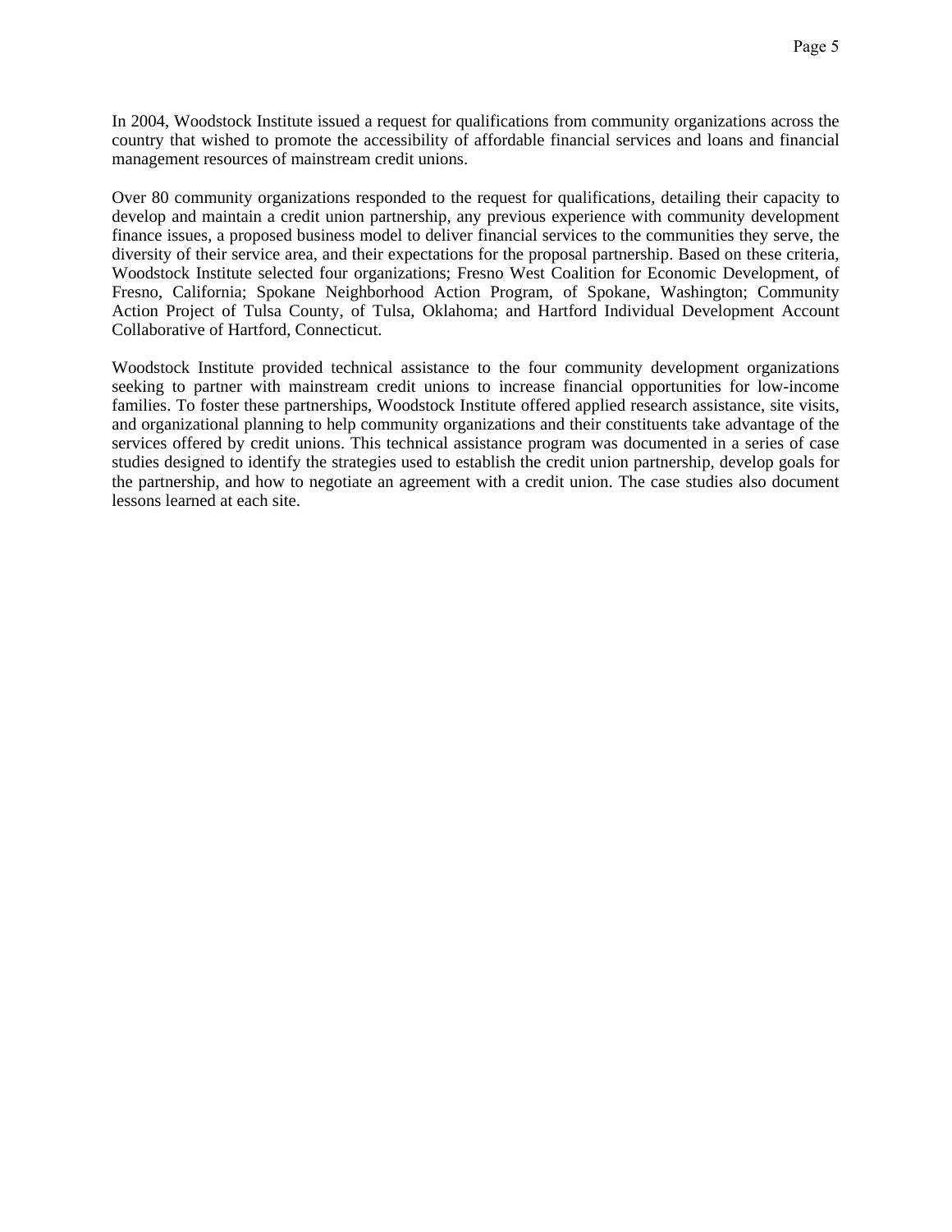In 2004, Woodstock Institute issued a request for qualifications from community organizations across the country that wished to promote the accessibility of affordable financial services and loans and financial management resources of mainstream credit unions.

Over 80 community organizations responded to the request for qualifications, detailing their capacity to develop and maintain a credit union partnership, any previous experience with community development finance issues, a proposed business model to deliver financial services to the communities they serve, the diversity of their service area, and their expectations for the proposal partnership. Based on these criteria, Woodstock Institute selected four organizations; Fresno West Coalition for Economic Development, of Fresno, California; Spokane Neighborhood Action Program, of Spokane, Washington; Community Action Project of Tulsa County, of Tulsa, Oklahoma; and Hartford Individual Development Account Collaborative of Hartford, Connecticut.

Woodstock Institute provided technical assistance to the four community development organizations seeking to partner with mainstream credit unions to increase financial opportunities for low-income families. To foster these partnerships, Woodstock Institute offered applied research assistance, site visits, and organizational planning to help community organizations and their constituents take advantage of the services offered by credit unions. This technical assistance program was documented in a series of case studies designed to identify the strategies used to establish the credit union partnership, develop goals for the partnership, and how to negotiate an agreement with a credit union. The case studies also document lessons learned at each site.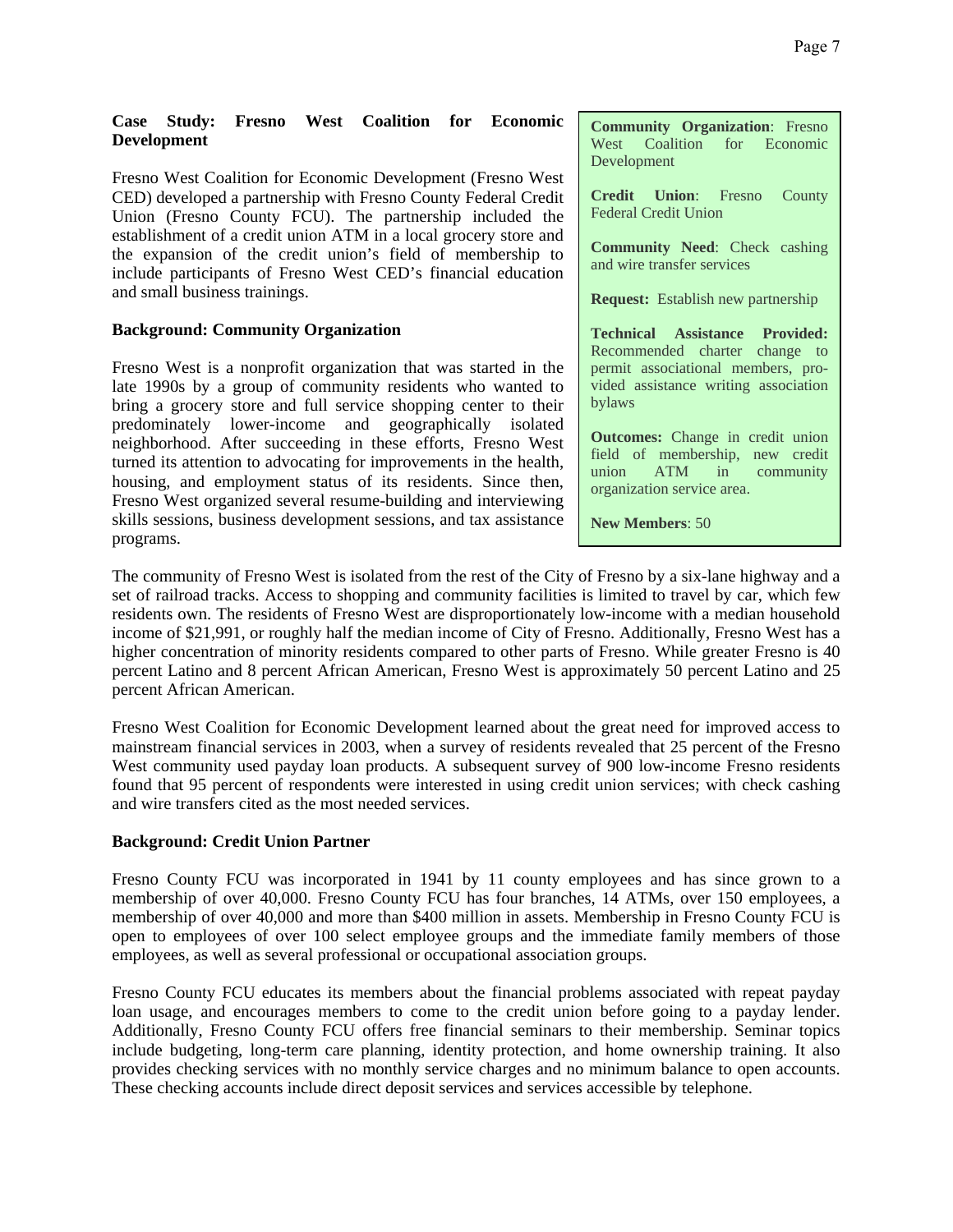### Case Study: Fresno West Coalition for Economic Development

**Community Organization**: Fresno West Coalition for Economic Development

**Credit Union**: Fresno County Federal Credit Union

**Community Need**: Check cashing and wire transfer services

**Request:** Establish new partnership

**Technical Assistance Provided:** Recommended charter change to permit associational members, provided assistance writing association bylaws

**Outcomes:** Change in credit union field of membership, new credit union ATM in community organization service area.

**New Members**: 50

Fresno West Coalition for Economic Development (Fresno West CED) developed a partnership with Fresno County Federal Credit Union (Fresno County FCU). The partnership included the establishment of a credit union ATM in a local grocery store and the expansion of the credit union's field of membership to include participants of Fresno West CED's financial education and small business trainings.

### Background: Community Organization

Fresno West is a nonprofit organization that was started in the late 1990s by a group of community residents who wanted to bring a grocery store and full service shopping center to their predominately lower-income and geographically isolated neighborhood. After succeeding in these efforts, Fresno West turned its attention to advocating for improvements in the health, housing, and employment status of its residents. Since then, Fresno West organized several resume-building and interviewing skills sessions, business development sessions, and tax assistance programs.

The community of Fresno West is isolated from the rest of the City of Fresno by a six-lane highway and a set of railroad tracks. Access to shopping and community facilities is limited to travel by car, which few residents own. The residents of Fresno West are disproportionately low-income with a median household income of $21,991, or roughly half the median income of City of Fresno. Additionally, Fresno West has a higher concentration of minority residents compared to other parts of Fresno. While greater Fresno is 40 percent Latino and 8 percent African American, Fresno West is approximately 50 percent Latino and 25 percent African American.

Fresno West Coalition for Economic Development learned about the great need for improved access to mainstream financial services in 2003, when a survey of residents revealed that 25 percent of the Fresno West community used payday loan products. A subsequent survey of 900 low-income Fresno residents found that 95 percent of respondents were interested in using credit union services; with check cashing and wire transfers cited as the most needed services.

### Background: Credit Union Partner

Fresno County FCU was incorporated in 1941 by 11 county employees and has since grown to a membership of over 40,000. Fresno County FCU has four branches, 14 ATMs, over 150 employees, a membership of over 40,000 and more than $400 million in assets. Membership in Fresno County FCU is open to employees of over 100 select employee groups and the immediate family members of those employees, as well as several professional or occupational association groups.

Fresno County FCU educates its members about the financial problems associated with repeat payday loan usage, and encourages members to come to the credit union before going to a payday lender. Additionally, Fresno County FCU offers free financial seminars to their membership. Seminar topics include budgeting, long-term care planning, identity protection, and home ownership training. It also provides checking services with no monthly service charges and no minimum balance to open accounts. These checking accounts include direct deposit services and services accessible by telephone.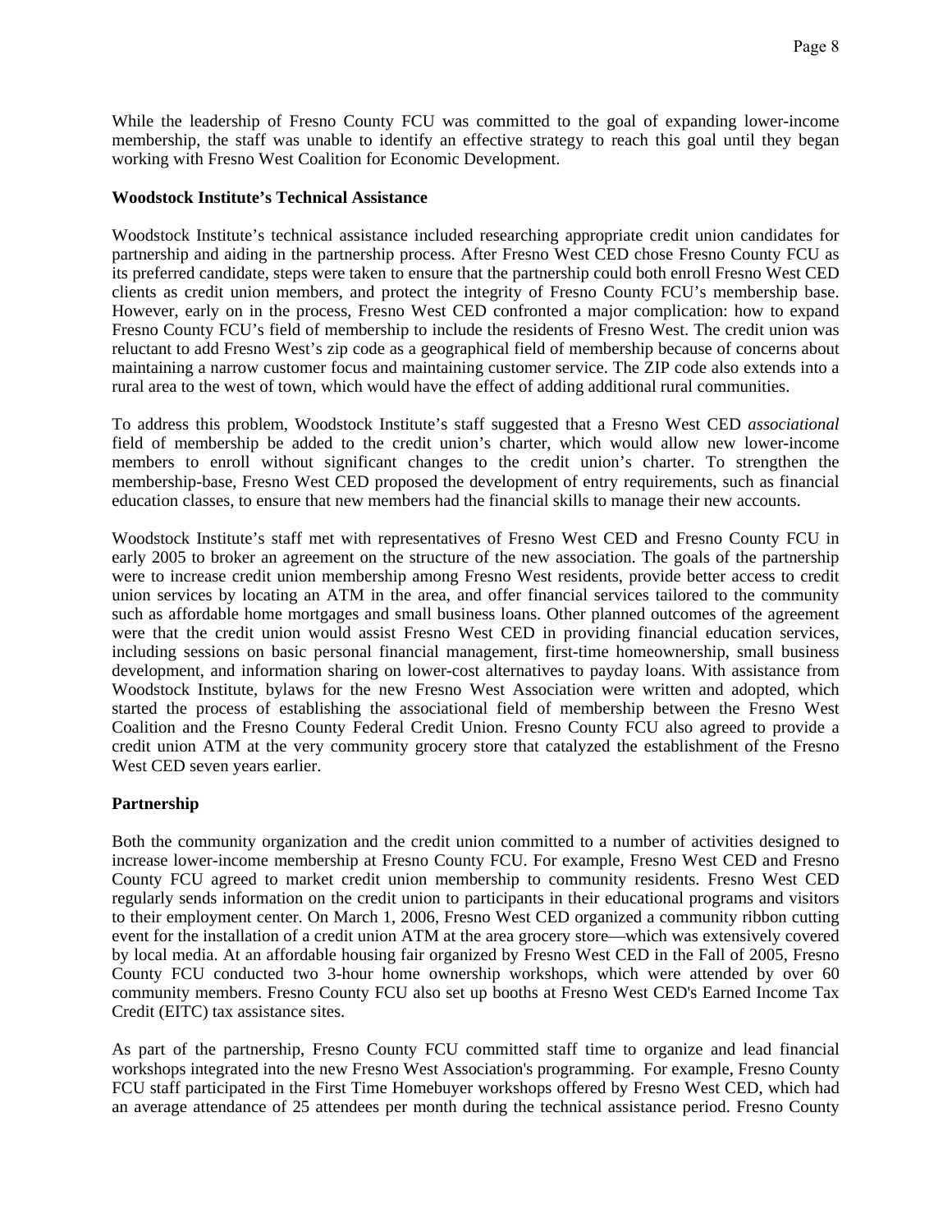While the leadership of Fresno County FCU was committed to the goal of expanding lower-income membership, the staff was unable to identify an effective strategy to reach this goal until they began working with Fresno West Coalition for Economic Development.

**Woodstock Institute's Technical Assistance**

Woodstock Institute's technical assistance included researching appropriate credit union candidates for partnership and aiding in the partnership process. After Fresno West CED chose Fresno County FCU as its preferred candidate, steps were taken to ensure that the partnership could both enroll Fresno West CED clients as credit union members, and protect the integrity of Fresno County FCU's membership base. However, early on in the process, Fresno West CED confronted a major complication: how to expand Fresno County FCU's field of membership to include the residents of Fresno West. The credit union was reluctant to add Fresno West's zip code as a geographical field of membership because of concerns about maintaining a narrow customer focus and maintaining customer service. The ZIP code also extends into a rural area to the west of town, which would have the effect of adding additional rural communities.

To address this problem, Woodstock Institute's staff suggested that a Fresno West CED *associational* field of membership be added to the credit union's charter, which would allow new lower-income members to enroll without significant changes to the credit union's charter. To strengthen the membership-base, Fresno West CED proposed the development of entry requirements, such as financial education classes, to ensure that new members had the financial skills to manage their new accounts.

Woodstock Institute's staff met with representatives of Fresno West CED and Fresno County FCU in early 2005 to broker an agreement on the structure of the new association. The goals of the partnership were to increase credit union membership among Fresno West residents, provide better access to credit union services by locating an ATM in the area, and offer financial services tailored to the community such as affordable home mortgages and small business loans. Other planned outcomes of the agreement were that the credit union would assist Fresno West CED in providing financial education services, including sessions on basic personal financial management, first-time homeownership, small business development, and information sharing on lower-cost alternatives to payday loans. With assistance from Woodstock Institute, bylaws for the new Fresno West Association were written and adopted, which started the process of establishing the associational field of membership between the Fresno West Coalition and the Fresno County Federal Credit Union. Fresno County FCU also agreed to provide a credit union ATM at the very community grocery store that catalyzed the establishment of the Fresno West CED seven years earlier.

**Partnership**

Both the community organization and the credit union committed to a number of activities designed to increase lower-income membership at Fresno County FCU. For example, Fresno West CED and Fresno County FCU agreed to market credit union membership to community residents. Fresno West CED regularly sends information on the credit union to participants in their educational programs and visitors to their employment center. On March 1, 2006, Fresno West CED organized a community ribbon cutting event for the installation of a credit union ATM at the area grocery store—which was extensively covered by local media. At an affordable housing fair organized by Fresno West CED in the Fall of 2005, Fresno County FCU conducted two 3-hour home ownership workshops, which were attended by over 60 community members. Fresno County FCU also set up booths at Fresno West CED's Earned Income Tax Credit (EITC) tax assistance sites.

As part of the partnership, Fresno County FCU committed staff time to organize and lead financial workshops integrated into the new Fresno West Association's programming. For example, Fresno County FCU staff participated in the First Time Homebuyer workshops offered by Fresno West CED, which had an average attendance of 25 attendees per month during the technical assistance period. Fresno County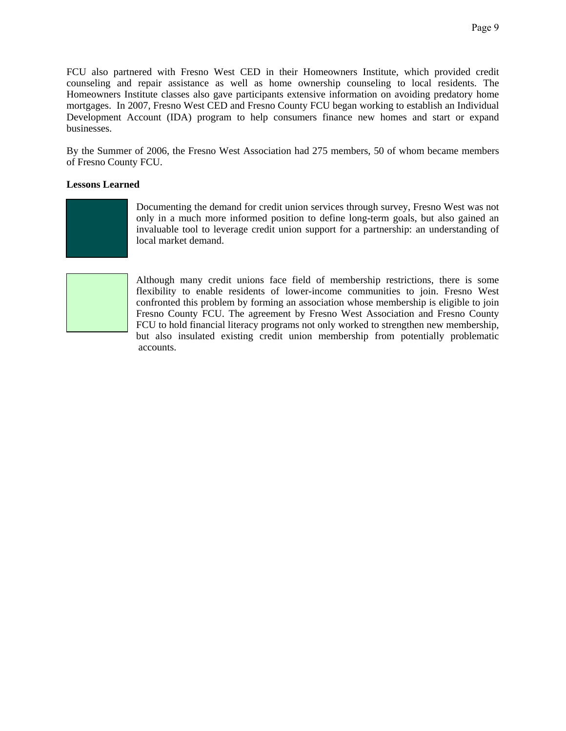FCU also partnered with Fresno West CED in their Homeowners Institute, which provided credit counseling and repair assistance as well as home ownership counseling to local residents. The Homeowners Institute classes also gave participants extensive information on avoiding predatory home mortgages. In 2007, Fresno West CED and Fresno County FCU began working to establish an Individual Development Account (IDA) program to help consumers finance new homes and start or expand businesses.

By the Summer of 2006, the Fresno West Association had 275 members, 50 of whom became members of Fresno County FCU.

**Lessons Learned**

Documenting the demand for credit union services through survey, Fresno West was not only in a much more informed position to define long-term goals, but also gained an invaluable tool to leverage credit union support for a partnership: an understanding of local market demand.

Although many credit unions face field of membership restrictions, there is some flexibility to enable residents of lower-income communities to join. Fresno West confronted this problem by forming an association whose membership is eligible to join Fresno County FCU. The agreement by Fresno West Association and Fresno County FCU to hold financial literacy programs not only worked to strengthen new membership, but also insulated existing credit union membership from potentially problematic accounts.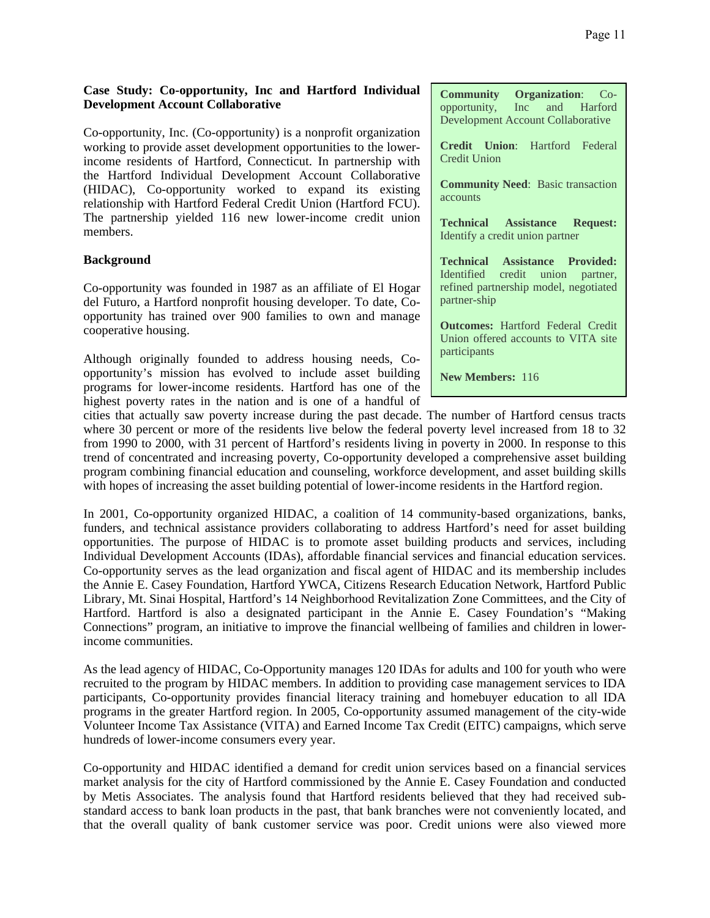### Case Study: Co-opportunity, Inc and Hartford Individual Development Account Collaborative

**Community Organization**: Co-opportunity, Inc and Harford Development Account Collaborative

**Credit Union**: Hartford Federal Credit Union

**Community Need**: Basic transaction accounts

**Technical Assistance Request:** Identify a credit union partner

**Technical Assistance Provided:** Identified credit union partner, refined partnership model, negotiated partner-ship

**Outcomes:** Hartford Federal Credit Union offered accounts to VITA site participants

**New Members:** 116

Co-opportunity, Inc. (Co-opportunity) is a nonprofit organization working to provide asset development opportunities to the lower-income residents of Hartford, Connecticut. In partnership with the Hartford Individual Development Account Collaborative (HIDAC), Co-opportunity worked to expand its existing relationship with Hartford Federal Credit Union (Hartford FCU). The partnership yielded 116 new lower-income credit union members.

### Background

Co-opportunity was founded in 1987 as an affiliate of El Hogar del Futuro, a Hartford nonprofit housing developer. To date, Co-opportunity has trained over 900 families to own and manage cooperative housing.

Although originally founded to address housing needs, Co-opportunity's mission has evolved to include asset building programs for lower-income residents. Hartford has one of the highest poverty rates in the nation and is one of a handful of cities that actually saw poverty increase during the past decade. The number of Hartford census tracts where 30 percent or more of the residents live below the federal poverty level increased from 18 to 32 from 1990 to 2000, with 31 percent of Hartford's residents living in poverty in 2000. In response to this trend of concentrated and increasing poverty, Co-opportunity developed a comprehensive asset building program combining financial education and counseling, workforce development, and asset building skills with hopes of increasing the asset building potential of lower-income residents in the Hartford region.

In 2001, Co-opportunity organized HIDAC, a coalition of 14 community-based organizations, banks, funders, and technical assistance providers collaborating to address Hartford's need for asset building opportunities. The purpose of HIDAC is to promote asset building products and services, including Individual Development Accounts (IDAs), affordable financial services and financial education services. Co-opportunity serves as the lead organization and fiscal agent of HIDAC and its membership includes the Annie E. Casey Foundation, Hartford YWCA, Citizens Research Education Network, Hartford Public Library, Mt. Sinai Hospital, Hartford's 14 Neighborhood Revitalization Zone Committees, and the City of Hartford. Hartford is also a designated participant in the Annie E. Casey Foundation's "Making Connections" program, an initiative to improve the financial wellbeing of families and children in lower-income communities.

As the lead agency of HIDAC, Co-Opportunity manages 120 IDAs for adults and 100 for youth who were recruited to the program by HIDAC members. In addition to providing case management services to IDA participants, Co-opportunity provides financial literacy training and homebuyer education to all IDA programs in the greater Hartford region. In 2005, Co-opportunity assumed management of the city-wide Volunteer Income Tax Assistance (VITA) and Earned Income Tax Credit (EITC) campaigns, which serve hundreds of lower-income consumers every year.

Co-opportunity and HIDAC identified a demand for credit union services based on a financial services market analysis for the city of Hartford commissioned by the Annie E. Casey Foundation and conducted by Metis Associates. The analysis found that Hartford residents believed that they had received sub-standard access to bank loan products in the past, that bank branches were not conveniently located, and that the overall quality of bank customer service was poor. Credit unions were also viewed more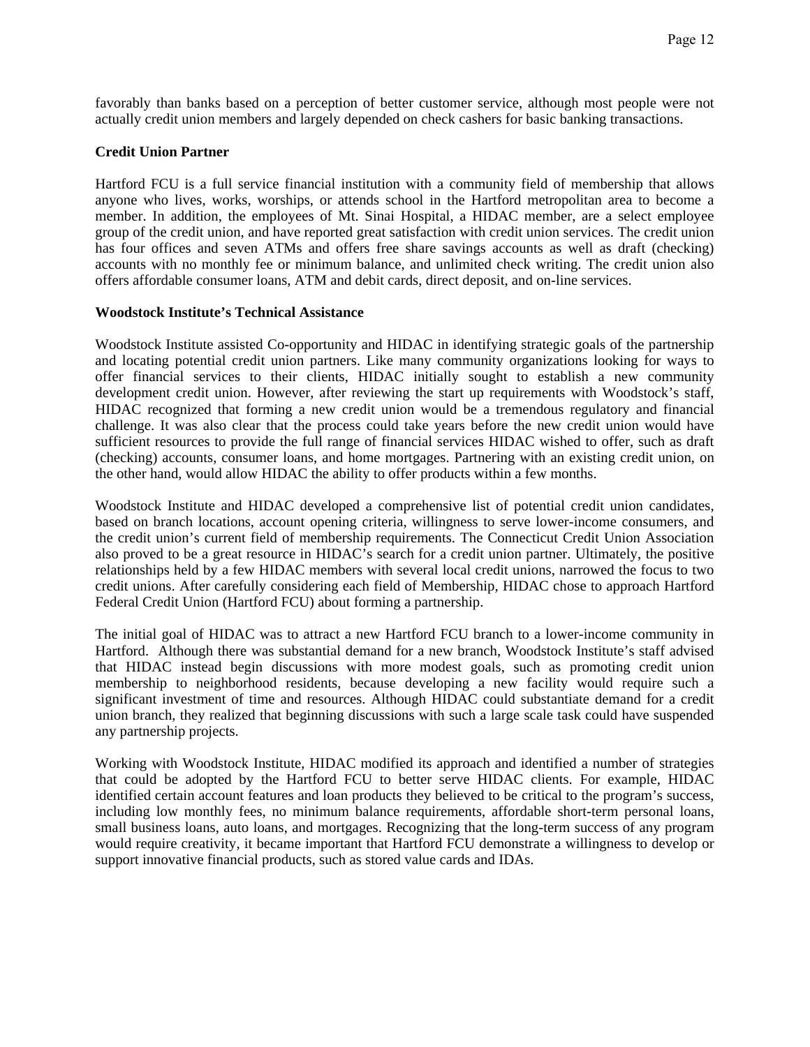favorably than banks based on a perception of better customer service, although most people were not actually credit union members and largely depended on check cashers for basic banking transactions.

**Credit Union Partner**

Hartford FCU is a full service financial institution with a community field of membership that allows anyone who lives, works, worships, or attends school in the Hartford metropolitan area to become a member. In addition, the employees of Mt. Sinai Hospital, a HIDAC member, are a select employee group of the credit union, and have reported great satisfaction with credit union services. The credit union has four offices and seven ATMs and offers free share savings accounts as well as draft (checking) accounts with no monthly fee or minimum balance, and unlimited check writing. The credit union also offers affordable consumer loans, ATM and debit cards, direct deposit, and on-line services.

**Woodstock Institute's Technical Assistance**

Woodstock Institute assisted Co-opportunity and HIDAC in identifying strategic goals of the partnership and locating potential credit union partners. Like many community organizations looking for ways to offer financial services to their clients, HIDAC initially sought to establish a new community development credit union. However, after reviewing the start up requirements with Woodstock's staff, HIDAC recognized that forming a new credit union would be a tremendous regulatory and financial challenge. It was also clear that the process could take years before the new credit union would have sufficient resources to provide the full range of financial services HIDAC wished to offer, such as draft (checking) accounts, consumer loans, and home mortgages. Partnering with an existing credit union, on the other hand, would allow HIDAC the ability to offer products within a few months.

Woodstock Institute and HIDAC developed a comprehensive list of potential credit union candidates, based on branch locations, account opening criteria, willingness to serve lower-income consumers, and the credit union's current field of membership requirements. The Connecticut Credit Union Association also proved to be a great resource in HIDAC's search for a credit union partner. Ultimately, the positive relationships held by a few HIDAC members with several local credit unions, narrowed the focus to two credit unions. After carefully considering each field of Membership, HIDAC chose to approach Hartford Federal Credit Union (Hartford FCU) about forming a partnership.

The initial goal of HIDAC was to attract a new Hartford FCU branch to a lower-income community in Hartford. Although there was substantial demand for a new branch, Woodstock Institute's staff advised that HIDAC instead begin discussions with more modest goals, such as promoting credit union membership to neighborhood residents, because developing a new facility would require such a significant investment of time and resources. Although HIDAC could substantiate demand for a credit union branch, they realized that beginning discussions with such a large scale task could have suspended any partnership projects.

Working with Woodstock Institute, HIDAC modified its approach and identified a number of strategies that could be adopted by the Hartford FCU to better serve HIDAC clients. For example, HIDAC identified certain account features and loan products they believed to be critical to the program's success, including low monthly fees, no minimum balance requirements, affordable short-term personal loans, small business loans, auto loans, and mortgages. Recognizing that the long-term success of any program would require creativity, it became important that Hartford FCU demonstrate a willingness to develop or support innovative financial products, such as stored value cards and IDAs.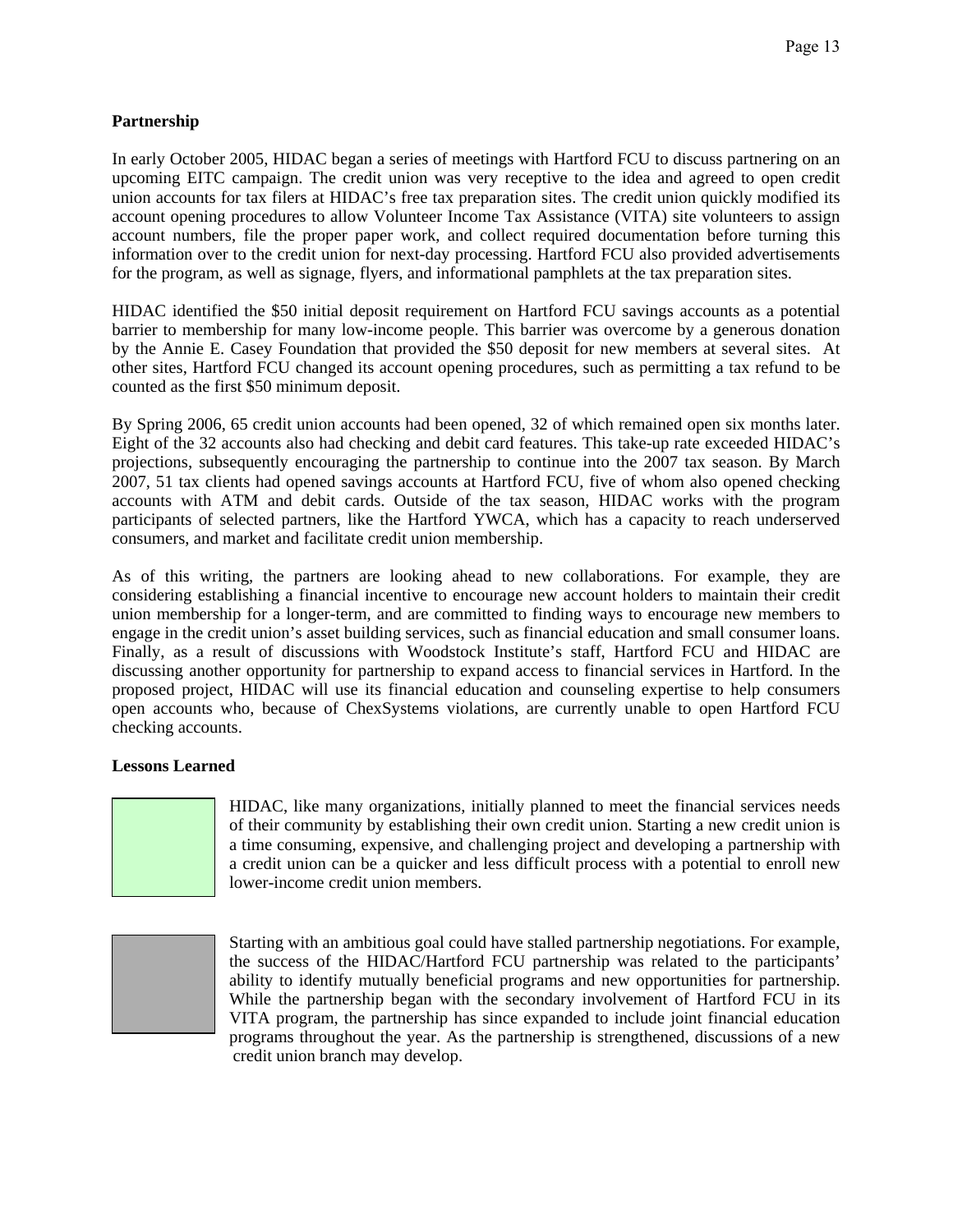**Partnership**

In early October 2005, HIDAC began a series of meetings with Hartford FCU to discuss partnering on an upcoming EITC campaign. The credit union was very receptive to the idea and agreed to open credit union accounts for tax filers at HIDAC's free tax preparation sites. The credit union quickly modified its account opening procedures to allow Volunteer Income Tax Assistance (VITA) site volunteers to assign account numbers, file the proper paper work, and collect required documentation before turning this information over to the credit union for next-day processing. Hartford FCU also provided advertisements for the program, as well as signage, flyers, and informational pamphlets at the tax preparation sites.

HIDAC identified the $50 initial deposit requirement on Hartford FCU savings accounts as a potential barrier to membership for many low-income people. This barrier was overcome by a generous donation by the Annie E. Casey Foundation that provided the $50 deposit for new members at several sites. At other sites, Hartford FCU changed its account opening procedures, such as permitting a tax refund to be counted as the first $50 minimum deposit.

By Spring 2006, 65 credit union accounts had been opened, 32 of which remained open six months later. Eight of the 32 accounts also had checking and debit card features. This take-up rate exceeded HIDAC's projections, subsequently encouraging the partnership to continue into the 2007 tax season. By March 2007, 51 tax clients had opened savings accounts at Hartford FCU, five of whom also opened checking accounts with ATM and debit cards. Outside of the tax season, HIDAC works with the program participants of selected partners, like the Hartford YWCA, which has a capacity to reach underserved consumers, and market and facilitate credit union membership.

As of this writing, the partners are looking ahead to new collaborations. For example, they are considering establishing a financial incentive to encourage new account holders to maintain their credit union membership for a longer-term, and are committed to finding ways to encourage new members to engage in the credit union's asset building services, such as financial education and small consumer loans. Finally, as a result of discussions with Woodstock Institute's staff, Hartford FCU and HIDAC are discussing another opportunity for partnership to expand access to financial services in Hartford. In the proposed project, HIDAC will use its financial education and counseling expertise to help consumers open accounts who, because of ChexSystems violations, are currently unable to open Hartford FCU checking accounts.

**Lessons Learned**

HIDAC, like many organizations, initially planned to meet the financial services needs of their community by establishing their own credit union. Starting a new credit union is a time consuming, expensive, and challenging project and developing a partnership with a credit union can be a quicker and less difficult process with a potential to enroll new lower-income credit union members.

Starting with an ambitious goal could have stalled partnership negotiations. For example, the success of the HIDAC/Hartford FCU partnership was related to the participants' ability to identify mutually beneficial programs and new opportunities for partnership. While the partnership began with the secondary involvement of Hartford FCU in its VITA program, the partnership has since expanded to include joint financial education programs throughout the year. As the partnership is strengthened, discussions of a new credit union branch may develop.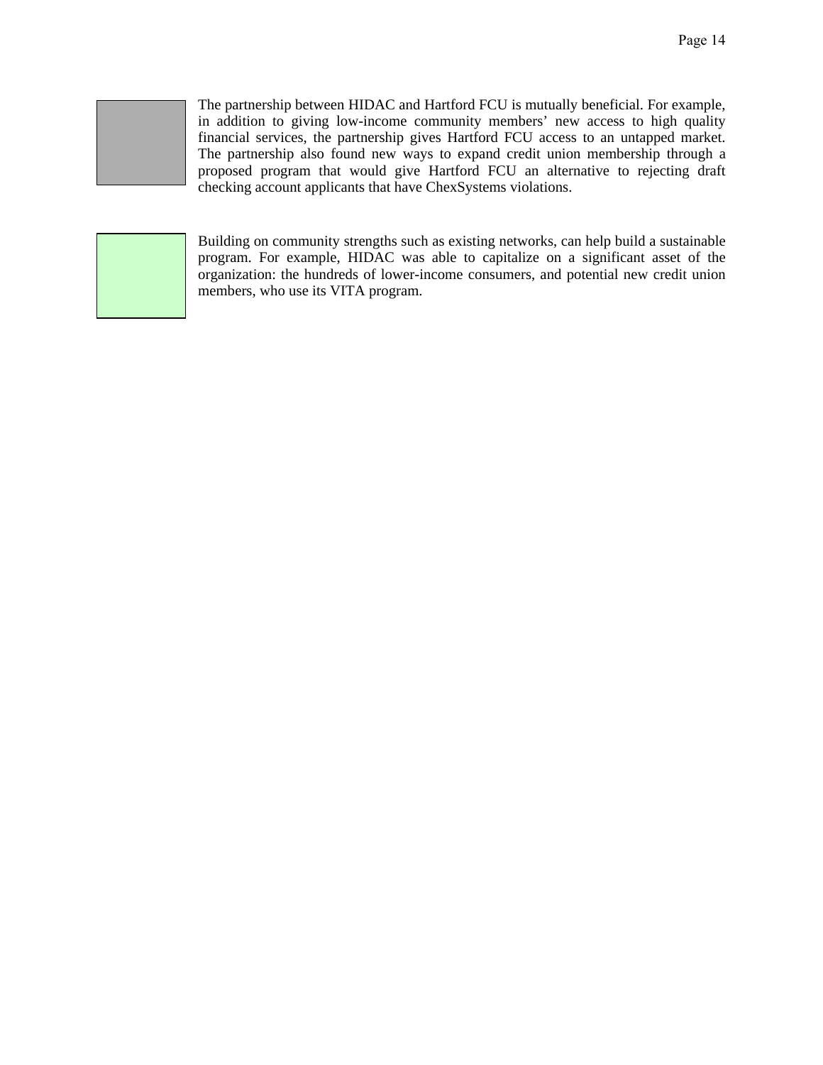The partnership between HIDAC and Hartford FCU is mutually beneficial. For example, in addition to giving low-income community members' new access to high quality financial services, the partnership gives Hartford FCU access to an untapped market. The partnership also found new ways to expand credit union membership through a proposed program that would give Hartford FCU an alternative to rejecting draft checking account applicants that have ChexSystems violations.

Building on community strengths such as existing networks, can help build a sustainable program. For example, HIDAC was able to capitalize on a significant asset of the organization: the hundreds of lower-income consumers, and potential new credit union members, who use its VITA program.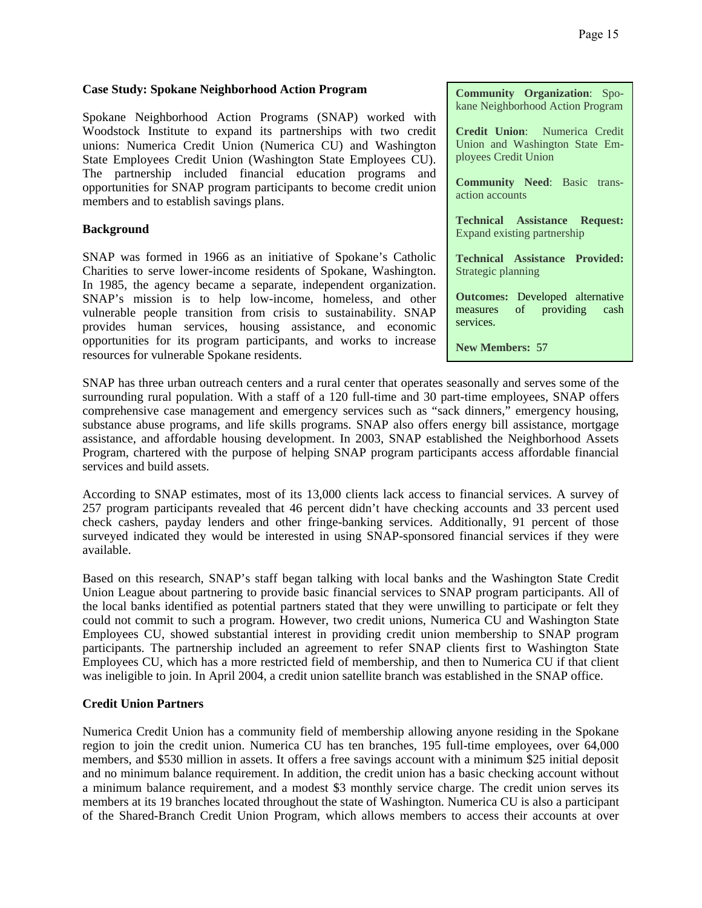### Case Study: Spokane Neighborhood Action Program

Spokane Neighborhood Action Programs (SNAP) worked with Woodstock Institute to expand its partnerships with two credit unions: Numerica Credit Union (Numerica CU) and Washington State Employees Credit Union (Washington State Employees CU). The partnership included financial education programs and opportunities for SNAP program participants to become credit union members and to establish savings plans.

**Community Organization**: Spokane Neighborhood Action Program

**Credit Union**: Numerica Credit Union and Washington State Employees Credit Union

**Community Need**: Basic transaction accounts

**Technical Assistance Request:** Expand existing partnership

**Technical Assistance Provided:** Strategic planning

**Outcomes:** Developed alternative measures of providing cash services.

**New Members:** 57

### Background

SNAP was formed in 1966 as an initiative of Spokane's Catholic Charities to serve lower-income residents of Spokane, Washington. In 1985, the agency became a separate, independent organization. SNAP's mission is to help low-income, homeless, and other vulnerable people transition from crisis to sustainability. SNAP provides human services, housing assistance, and economic opportunities for its program participants, and works to increase resources for vulnerable Spokane residents.

SNAP has three urban outreach centers and a rural center that operates seasonally and serves some of the surrounding rural population. With a staff of a 120 full-time and 30 part-time employees, SNAP offers comprehensive case management and emergency services such as "sack dinners," emergency housing, substance abuse programs, and life skills programs. SNAP also offers energy bill assistance, mortgage assistance, and affordable housing development. In 2003, SNAP established the Neighborhood Assets Program, chartered with the purpose of helping SNAP program participants access affordable financial services and build assets.

According to SNAP estimates, most of its 13,000 clients lack access to financial services. A survey of 257 program participants revealed that 46 percent didn't have checking accounts and 33 percent used check cashers, payday lenders and other fringe-banking services. Additionally, 91 percent of those surveyed indicated they would be interested in using SNAP-sponsored financial services if they were available.

Based on this research, SNAP's staff began talking with local banks and the Washington State Credit Union League about partnering to provide basic financial services to SNAP program participants. All of the local banks identified as potential partners stated that they were unwilling to participate or felt they could not commit to such a program. However, two credit unions, Numerica CU and Washington State Employees CU, showed substantial interest in providing credit union membership to SNAP program participants. The partnership included an agreement to refer SNAP clients first to Washington State Employees CU, which has a more restricted field of membership, and then to Numerica CU if that client was ineligible to join. In April 2004, a credit union satellite branch was established in the SNAP office.

### Credit Union Partners

Numerica Credit Union has a community field of membership allowing anyone residing in the Spokane region to join the credit union. Numerica CU has ten branches, 195 full-time employees, over 64,000 members, and $530 million in assets. It offers a free savings account with a minimum $25 initial deposit and no minimum balance requirement. In addition, the credit union has a basic checking account without a minimum balance requirement, and a modest $3 monthly service charge. The credit union serves its members at its 19 branches located throughout the state of Washington. Numerica CU is also a participant of the Shared-Branch Credit Union Program, which allows members to access their accounts at over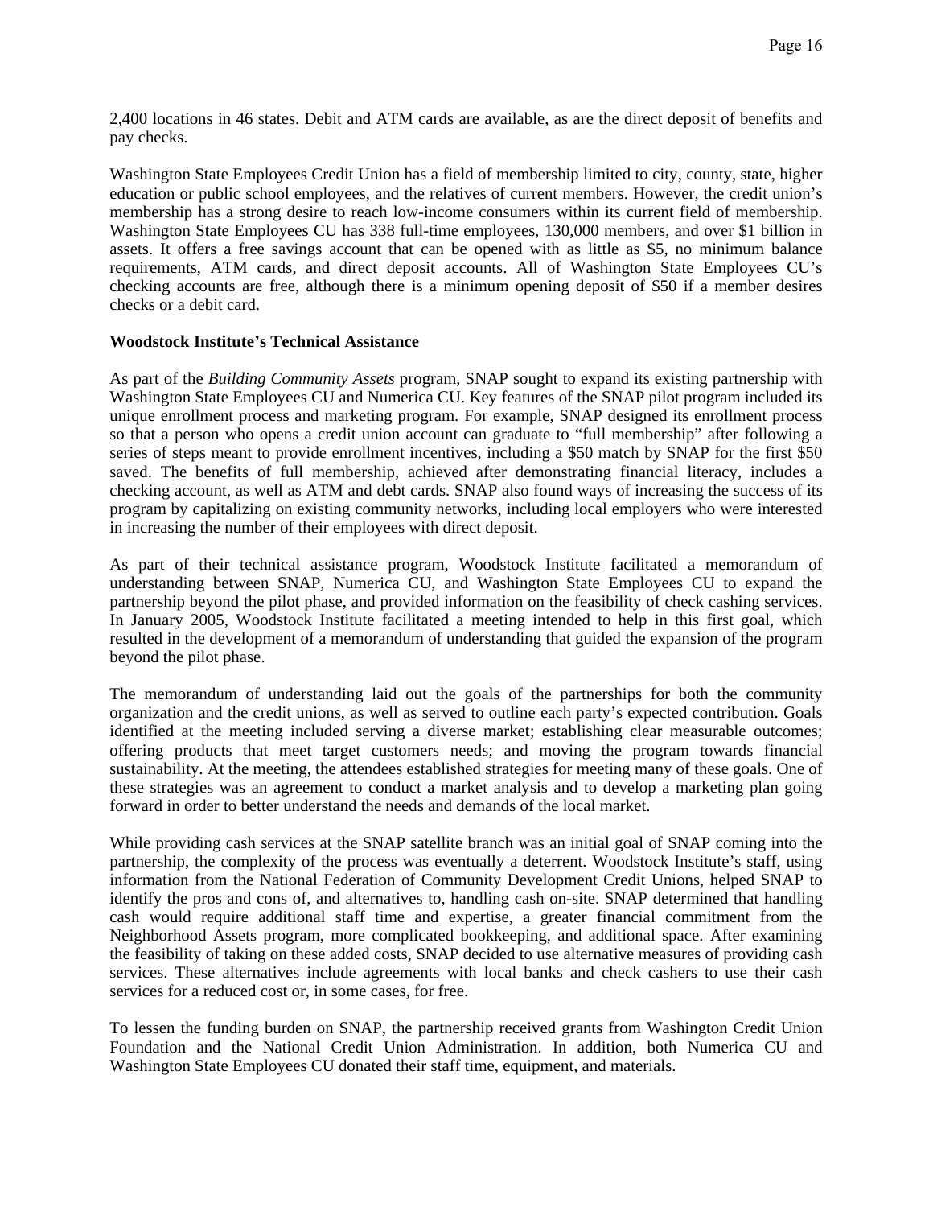2,400 locations in 46 states. Debit and ATM cards are available, as are the direct deposit of benefits and pay checks.

Washington State Employees Credit Union has a field of membership limited to city, county, state, higher education or public school employees, and the relatives of current members. However, the credit union's membership has a strong desire to reach low-income consumers within its current field of membership. Washington State Employees CU has 338 full-time employees, 130,000 members, and over $1 billion in assets. It offers a free savings account that can be opened with as little as $5, no minimum balance requirements, ATM cards, and direct deposit accounts. All of Washington State Employees CU's checking accounts are free, although there is a minimum opening deposit of $50 if a member desires checks or a debit card.

**Woodstock Institute's Technical Assistance**

As part of the *Building Community Assets* program, SNAP sought to expand its existing partnership with Washington State Employees CU and Numerica CU. Key features of the SNAP pilot program included its unique enrollment process and marketing program. For example, SNAP designed its enrollment process so that a person who opens a credit union account can graduate to "full membership" after following a series of steps meant to provide enrollment incentives, including a $50 match by SNAP for the first $50 saved. The benefits of full membership, achieved after demonstrating financial literacy, includes a checking account, as well as ATM and debt cards. SNAP also found ways of increasing the success of its program by capitalizing on existing community networks, including local employers who were interested in increasing the number of their employees with direct deposit.

As part of their technical assistance program, Woodstock Institute facilitated a memorandum of understanding between SNAP, Numerica CU, and Washington State Employees CU to expand the partnership beyond the pilot phase, and provided information on the feasibility of check cashing services. In January 2005, Woodstock Institute facilitated a meeting intended to help in this first goal, which resulted in the development of a memorandum of understanding that guided the expansion of the program beyond the pilot phase.

The memorandum of understanding laid out the goals of the partnerships for both the community organization and the credit unions, as well as served to outline each party's expected contribution. Goals identified at the meeting included serving a diverse market; establishing clear measurable outcomes; offering products that meet target customers needs; and moving the program towards financial sustainability. At the meeting, the attendees established strategies for meeting many of these goals. One of these strategies was an agreement to conduct a market analysis and to develop a marketing plan going forward in order to better understand the needs and demands of the local market.

While providing cash services at the SNAP satellite branch was an initial goal of SNAP coming into the partnership, the complexity of the process was eventually a deterrent. Woodstock Institute's staff, using information from the National Federation of Community Development Credit Unions, helped SNAP to identify the pros and cons of, and alternatives to, handling cash on-site. SNAP determined that handling cash would require additional staff time and expertise, a greater financial commitment from the Neighborhood Assets program, more complicated bookkeeping, and additional space. After examining the feasibility of taking on these added costs, SNAP decided to use alternative measures of providing cash services. These alternatives include agreements with local banks and check cashers to use their cash services for a reduced cost or, in some cases, for free.

To lessen the funding burden on SNAP, the partnership received grants from Washington Credit Union Foundation and the National Credit Union Administration. In addition, both Numerica CU and Washington State Employees CU donated their staff time, equipment, and materials.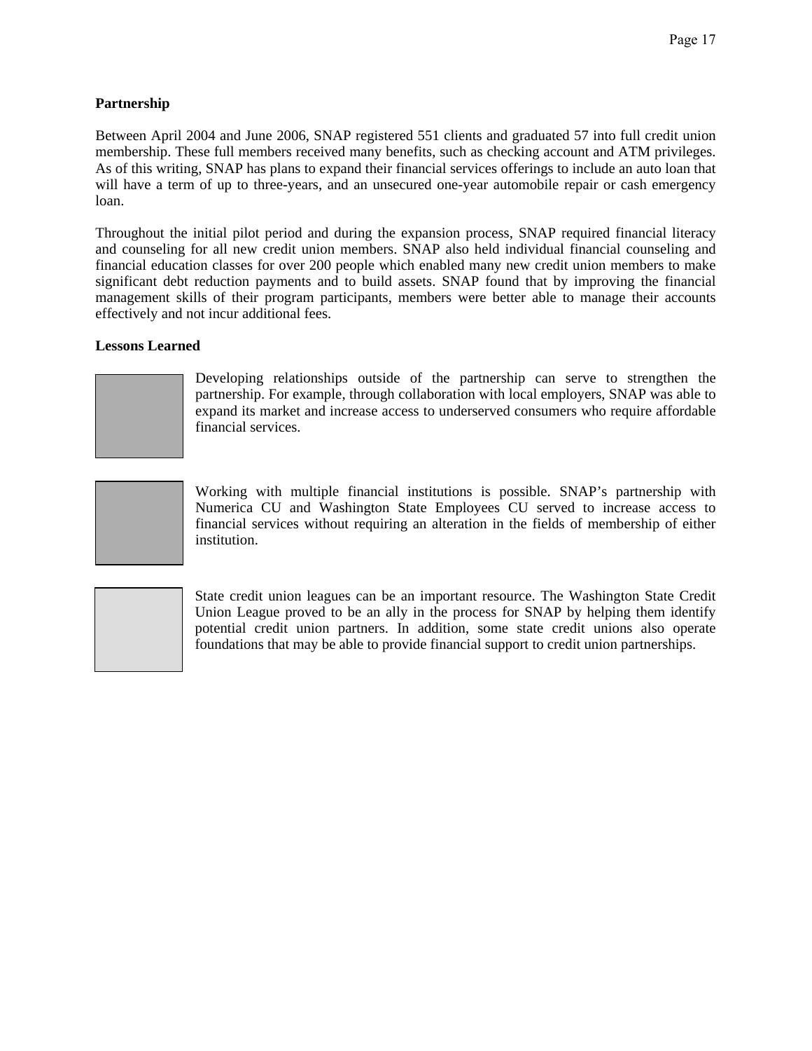**Partnership**

Between April 2004 and June 2006, SNAP registered 551 clients and graduated 57 into full credit union membership. These full members received many benefits, such as checking account and ATM privileges. As of this writing, SNAP has plans to expand their financial services offerings to include an auto loan that will have a term of up to three-years, and an unsecured one-year automobile repair or cash emergency loan.

Throughout the initial pilot period and during the expansion process, SNAP required financial literacy and counseling for all new credit union members. SNAP also held individual financial counseling and financial education classes for over 200 people which enabled many new credit union members to make significant debt reduction payments and to build assets. SNAP found that by improving the financial management skills of their program participants, members were better able to manage their accounts effectively and not incur additional fees.

**Lessons Learned**

Developing relationships outside of the partnership can serve to strengthen the partnership. For example, through collaboration with local employers, SNAP was able to expand its market and increase access to underserved consumers who require affordable financial services.

Working with multiple financial institutions is possible. SNAP's partnership with Numerica CU and Washington State Employees CU served to increase access to financial services without requiring an alteration in the fields of membership of either institution.

State credit union leagues can be an important resource. The Washington State Credit Union League proved to be an ally in the process for SNAP by helping them identify potential credit union partners. In addition, some state credit unions also operate foundations that may be able to provide financial support to credit union partnerships.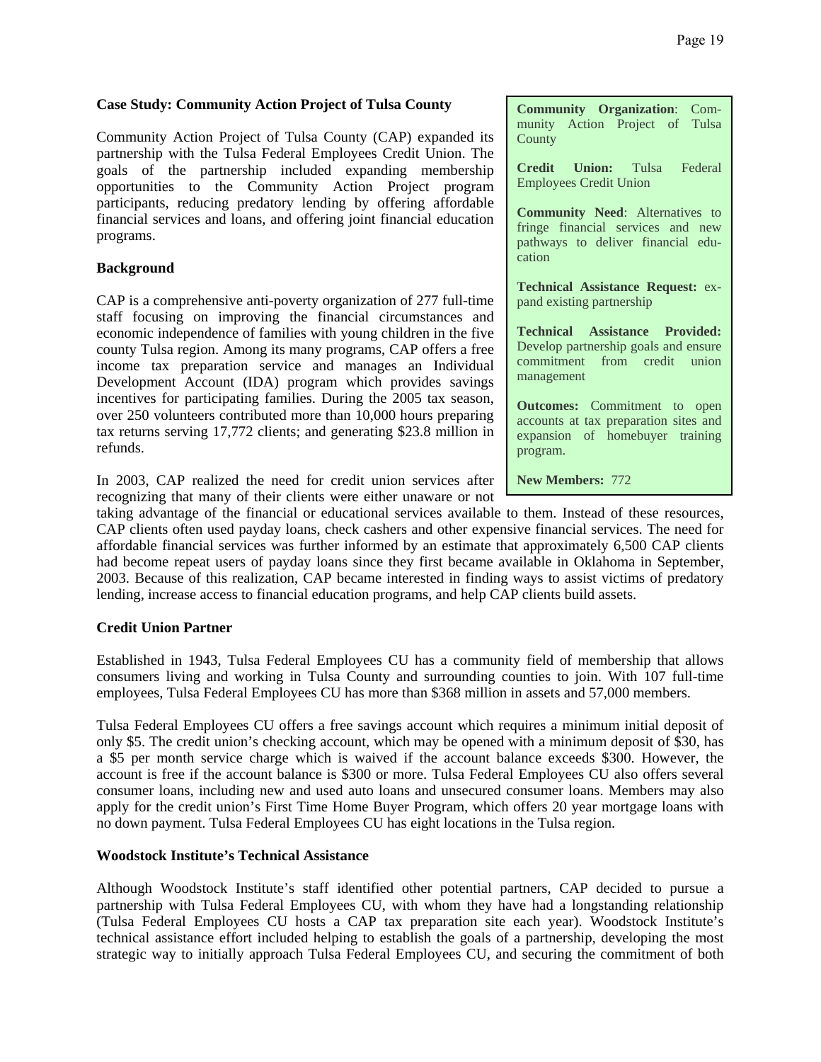### Case Study: Community Action Project of Tulsa County

**Community Organization**: Community Action Project of Tulsa County

**Credit Union:** Tulsa Federal Employees Credit Union

**Community Need**: Alternatives to fringe financial services and new pathways to deliver financial education

**Technical Assistance Request:** expand existing partnership

**Technical Assistance Provided:** Develop partnership goals and ensure commitment from credit union management

**Outcomes:** Commitment to open accounts at tax preparation sites and expansion of homebuyer training program.

**New Members:** 772

Community Action Project of Tulsa County (CAP) expanded its partnership with the Tulsa Federal Employees Credit Union. The goals of the partnership included expanding membership opportunities to the Community Action Project program participants, reducing predatory lending by offering affordable financial services and loans, and offering joint financial education programs.

**Background**

CAP is a comprehensive anti-poverty organization of 277 full-time staff focusing on improving the financial circumstances and economic independence of families with young children in the five county Tulsa region. Among its many programs, CAP offers a free income tax preparation service and manages an Individual Development Account (IDA) program which provides savings incentives for participating families. During the 2005 tax season, over 250 volunteers contributed more than 10,000 hours preparing tax returns serving 17,772 clients; and generating $23.8 million in refunds.

In 2003, CAP realized the need for credit union services after recognizing that many of their clients were either unaware or not taking advantage of the financial or educational services available to them. Instead of these resources, CAP clients often used payday loans, check cashers and other expensive financial services. The need for affordable financial services was further informed by an estimate that approximately 6,500 CAP clients had become repeat users of payday loans since they first became available in Oklahoma in September, 2003. Because of this realization, CAP became interested in finding ways to assist victims of predatory lending, increase access to financial education programs, and help CAP clients build assets.

**Credit Union Partner**

Established in 1943, Tulsa Federal Employees CU has a community field of membership that allows consumers living and working in Tulsa County and surrounding counties to join. With 107 full-time employees, Tulsa Federal Employees CU has more than $368 million in assets and 57,000 members.

Tulsa Federal Employees CU offers a free savings account which requires a minimum initial deposit of only $5. The credit union's checking account, which may be opened with a minimum deposit of $30, has a $5 per month service charge which is waived if the account balance exceeds $300. However, the account is free if the account balance is $300 or more. Tulsa Federal Employees CU also offers several consumer loans, including new and used auto loans and unsecured consumer loans. Members may also apply for the credit union's First Time Home Buyer Program, which offers 20 year mortgage loans with no down payment. Tulsa Federal Employees CU has eight locations in the Tulsa region.

**Woodstock Institute's Technical Assistance**

Although Woodstock Institute's staff identified other potential partners, CAP decided to pursue a partnership with Tulsa Federal Employees CU, with whom they have had a longstanding relationship (Tulsa Federal Employees CU hosts a CAP tax preparation site each year). Woodstock Institute's technical assistance effort included helping to establish the goals of a partnership, developing the most strategic way to initially approach Tulsa Federal Employees CU, and securing the commitment of both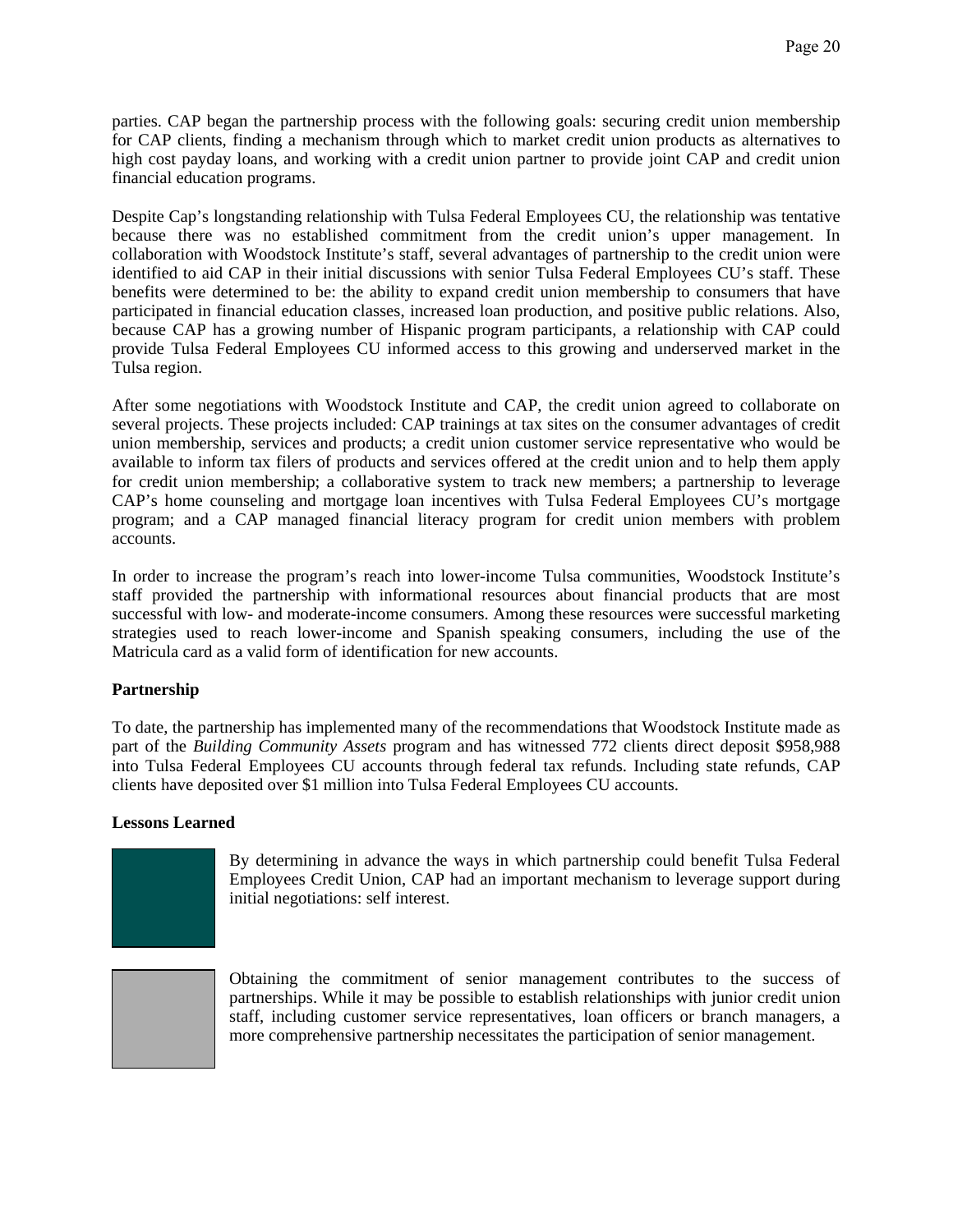parties. CAP began the partnership process with the following goals: securing credit union membership for CAP clients, finding a mechanism through which to market credit union products as alternatives to high cost payday loans, and working with a credit union partner to provide joint CAP and credit union financial education programs.

Despite Cap's longstanding relationship with Tulsa Federal Employees CU, the relationship was tentative because there was no established commitment from the credit union's upper management. In collaboration with Woodstock Institute's staff, several advantages of partnership to the credit union were identified to aid CAP in their initial discussions with senior Tulsa Federal Employees CU's staff. These benefits were determined to be: the ability to expand credit union membership to consumers that have participated in financial education classes, increased loan production, and positive public relations. Also, because CAP has a growing number of Hispanic program participants, a relationship with CAP could provide Tulsa Federal Employees CU informed access to this growing and underserved market in the Tulsa region.

After some negotiations with Woodstock Institute and CAP, the credit union agreed to collaborate on several projects. These projects included: CAP trainings at tax sites on the consumer advantages of credit union membership, services and products; a credit union customer service representative who would be available to inform tax filers of products and services offered at the credit union and to help them apply for credit union membership; a collaborative system to track new members; a partnership to leverage CAP's home counseling and mortgage loan incentives with Tulsa Federal Employees CU's mortgage program; and a CAP managed financial literacy program for credit union members with problem accounts.

In order to increase the program's reach into lower-income Tulsa communities, Woodstock Institute's staff provided the partnership with informational resources about financial products that are most successful with low- and moderate-income consumers. Among these resources were successful marketing strategies used to reach lower-income and Spanish speaking consumers, including the use of the Matricula card as a valid form of identification for new accounts.

**Partnership**

To date, the partnership has implemented many of the recommendations that Woodstock Institute made as part of the *Building Community Assets* program and has witnessed 772 clients direct deposit $958,988 into Tulsa Federal Employees CU accounts through federal tax refunds. Including state refunds, CAP clients have deposited over $1 million into Tulsa Federal Employees CU accounts.

**Lessons Learned**

By determining in advance the ways in which partnership could benefit Tulsa Federal Employees Credit Union, CAP had an important mechanism to leverage support during initial negotiations: self interest.

Obtaining the commitment of senior management contributes to the success of partnerships. While it may be possible to establish relationships with junior credit union staff, including customer service representatives, loan officers or branch managers, a more comprehensive partnership necessitates the participation of senior management.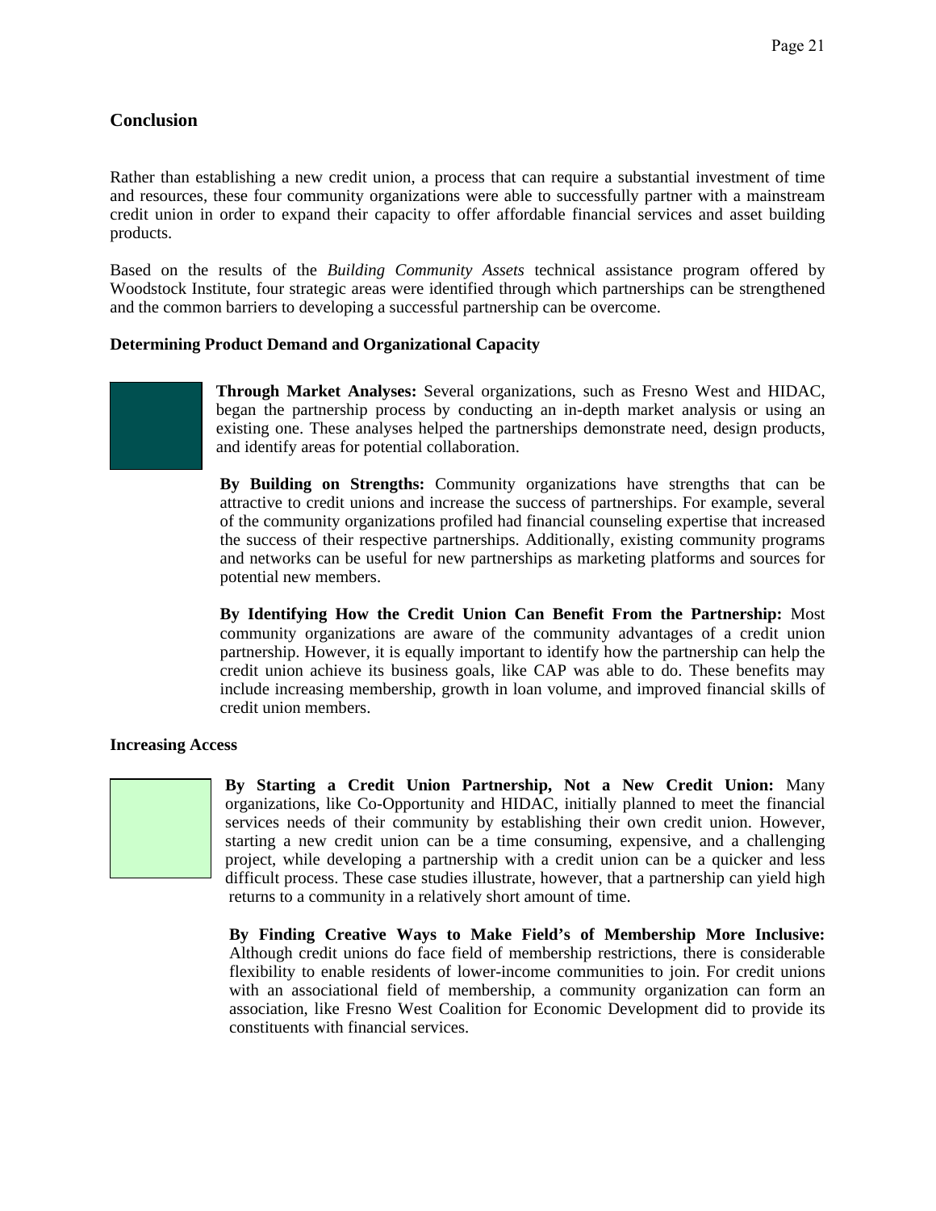## Conclusion

Rather than establishing a new credit union, a process that can require a substantial investment of time and resources, these four community organizations were able to successfully partner with a mainstream credit union in order to expand their capacity to offer affordable financial services and asset building products.

Based on the results of the *Building Community Assets* technical assistance program offered by Woodstock Institute, four strategic areas were identified through which partnerships can be strengthened and the common barriers to developing a successful partnership can be overcome.

### Determining Product Demand and Organizational Capacity

**Through Market Analyses:** Several organizations, such as Fresno West and HIDAC, began the partnership process by conducting an in-depth market analysis or using an existing one. These analyses helped the partnerships demonstrate need, design products, and identify areas for potential collaboration.

**By Building on Strengths:** Community organizations have strengths that can be attractive to credit unions and increase the success of partnerships. For example, several of the community organizations profiled had financial counseling expertise that increased the success of their respective partnerships. Additionally, existing community programs and networks can be useful for new partnerships as marketing platforms and sources for potential new members.

**By Identifying How the Credit Union Can Benefit From the Partnership:** Most community organizations are aware of the community advantages of a credit union partnership. However, it is equally important to identify how the partnership can help the credit union achieve its business goals, like CAP was able to do. These benefits may include increasing membership, growth in loan volume, and improved financial skills of credit union members.

### Increasing Access

**By Starting a Credit Union Partnership, Not a New Credit Union:** Many organizations, like Co-Opportunity and HIDAC, initially planned to meet the financial services needs of their community by establishing their own credit union. However, starting a new credit union can be a time consuming, expensive, and a challenging project, while developing a partnership with a credit union can be a quicker and less difficult process. These case studies illustrate, however, that a partnership can yield high returns to a community in a relatively short amount of time.

**By Finding Creative Ways to Make Field's of Membership More Inclusive:** Although credit unions do face field of membership restrictions, there is considerable flexibility to enable residents of lower-income communities to join. For credit unions with an associational field of membership, a community organization can form an association, like Fresno West Coalition for Economic Development did to provide its constituents with financial services.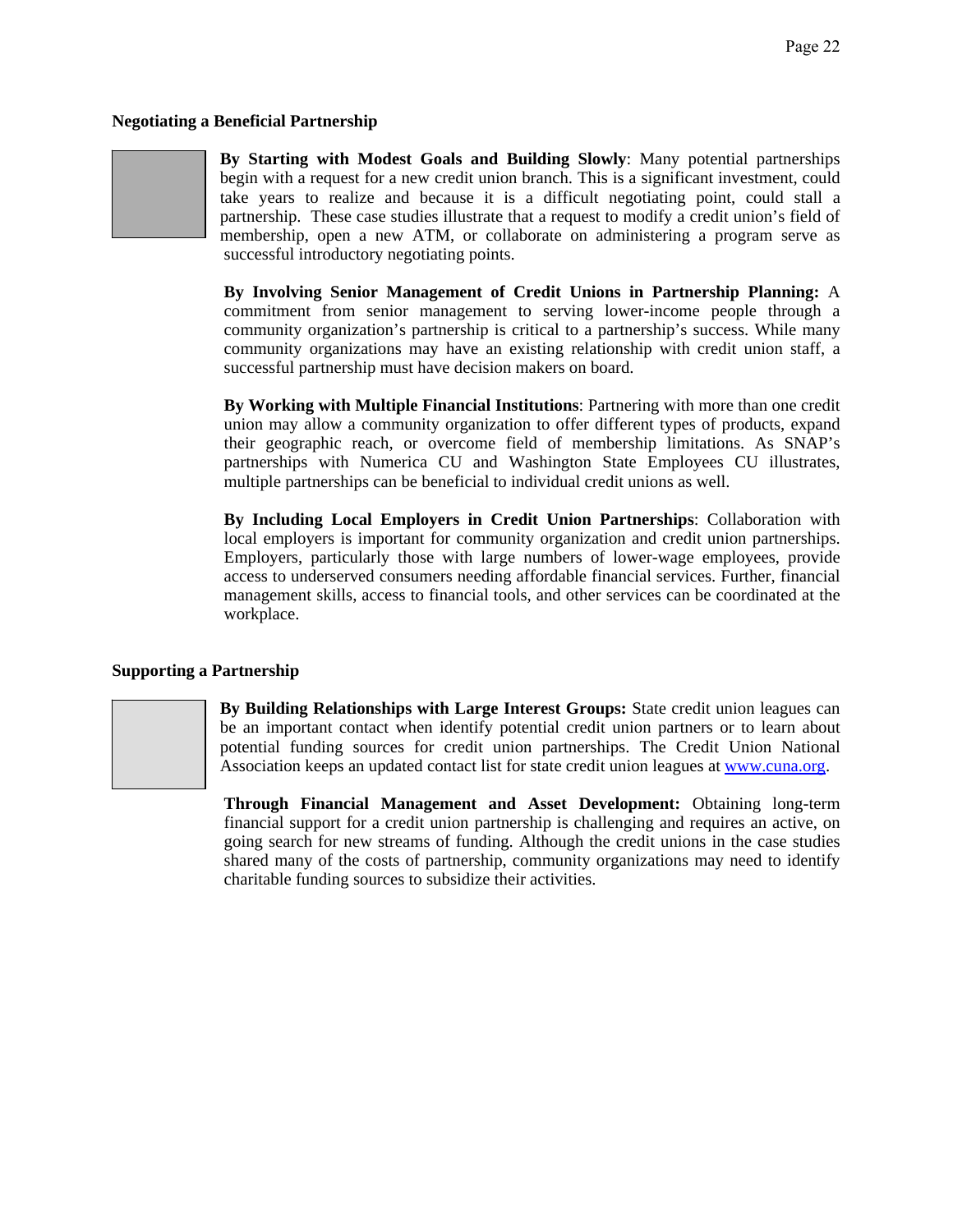### Negotiating a Beneficial Partnership

**By Starting with Modest Goals and Building Slowly**: Many potential partnerships begin with a request for a new credit union branch. This is a significant investment, could take years to realize and because it is a difficult negotiating point, could stall a partnership. These case studies illustrate that a request to modify a credit union's field of membership, open a new ATM, or collaborate on administering a program serve as successful introductory negotiating points.

**By Involving Senior Management of Credit Unions in Partnership Planning:** A commitment from senior management to serving lower-income people through a community organization's partnership is critical to a partnership's success. While many community organizations may have an existing relationship with credit union staff, a successful partnership must have decision makers on board.

**By Working with Multiple Financial Institutions**: Partnering with more than one credit union may allow a community organization to offer different types of products, expand their geographic reach, or overcome field of membership limitations. As SNAP's partnerships with Numerica CU and Washington State Employees CU illustrates, multiple partnerships can be beneficial to individual credit unions as well.

**By Including Local Employers in Credit Union Partnerships**: Collaboration with local employers is important for community organization and credit union partnerships. Employers, particularly those with large numbers of lower-wage employees, provide access to underserved consumers needing affordable financial services. Further, financial management skills, access to financial tools, and other services can be coordinated at the workplace.

### Supporting a Partnership

**By Building Relationships with Large Interest Groups:** State credit union leagues can be an important contact when identify potential credit union partners or to learn about potential funding sources for credit union partnerships. The Credit Union National Association keeps an updated contact list for state credit union leagues at www.cuna.org.

**Through Financial Management and Asset Development:** Obtaining long-term financial support for a credit union partnership is challenging and requires an active, on going search for new streams of funding. Although the credit unions in the case studies shared many of the costs of partnership, community organizations may need to identify charitable funding sources to subsidize their activities.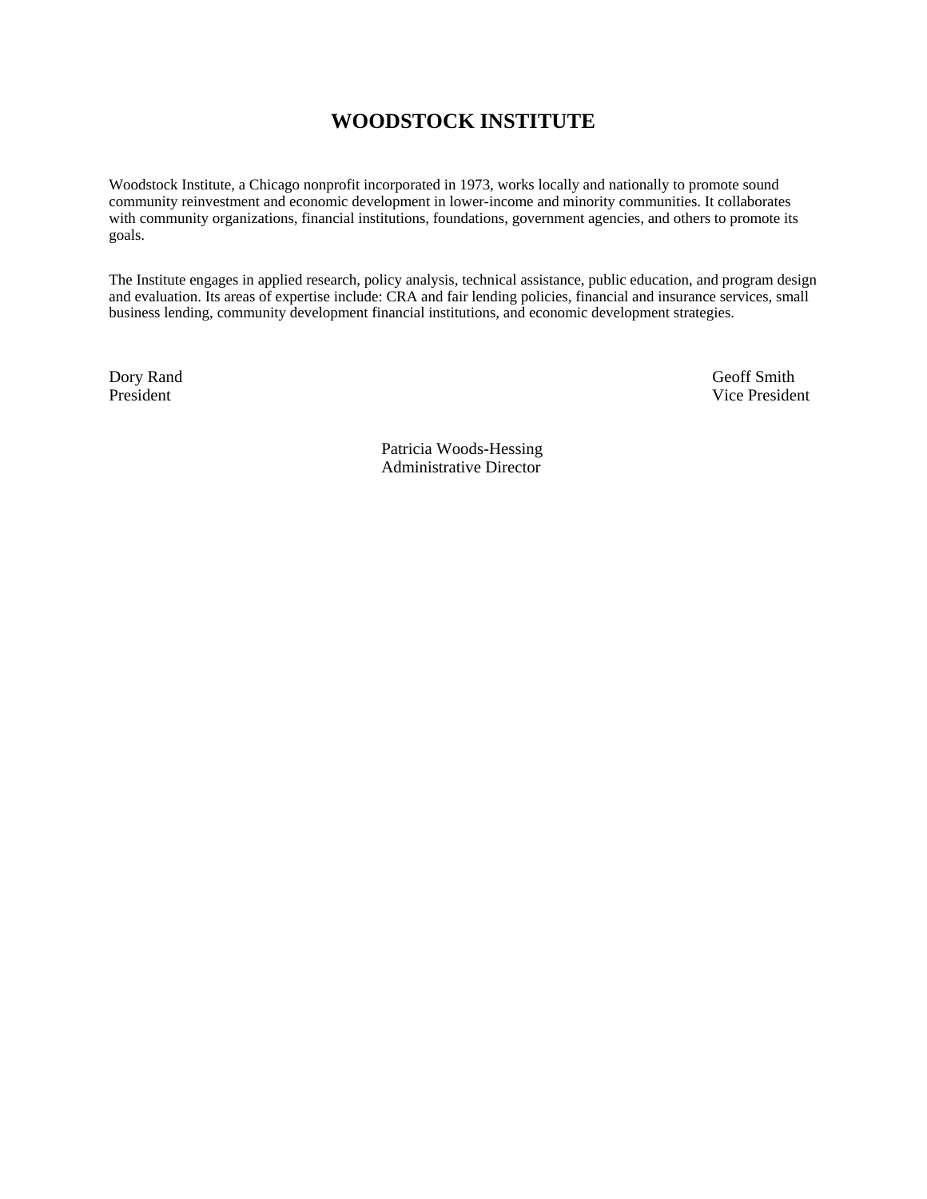# WOODSTOCK INSTITUTE

Woodstock Institute, a Chicago nonprofit incorporated in 1973, works locally and nationally to promote sound community reinvestment and economic development in lower-income and minority communities. It collaborates with community organizations, financial institutions, foundations, government agencies, and others to promote its goals.

The Institute engages in applied research, policy analysis, technical assistance, public education, and program design and evaluation. Its areas of expertise include: CRA and fair lending policies, financial and insurance services, small business lending, community development financial institutions, and economic development strategies.

Dory Rand
President

Geoff Smith
Vice President

Patricia Woods-Hessing
Administrative Director